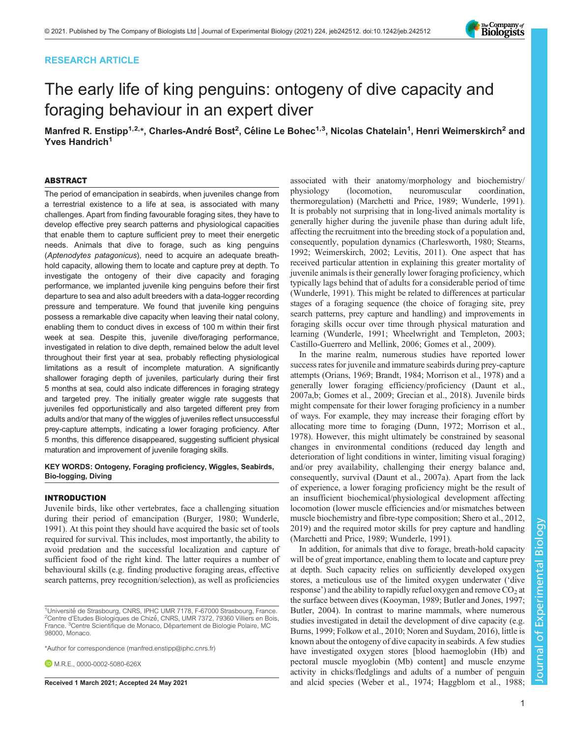RESEARCH ARTICLE

# The early life of king penguins: ontogeny of dive capacity and foraging behaviour in an expert diver

**Manfred R. Enstipp[1,2,*], Charles-André Bost[2], Céline Le Bohec[1,3], Nicolas Chatelain[1], Henri Weimerskirch[2] and Yves Handrich[1]**

## ABSTRACT

The period of emancipation in seabirds, when juveniles change from a terrestrial existence to a life at sea, is associated with many challenges. Apart from finding favourable foraging sites, they have to develop effective prey search patterns and physiological capacities that enable them to capture sufficient prey to meet their energetic needs. Animals that dive to forage, such as king penguins (*Aptenodytes patagonicus*), need to acquire an adequate breath-hold capacity, allowing them to locate and capture prey at depth. To investigate the ontogeny of their dive capacity and foraging performance, we implanted juvenile king penguins before their first departure to sea and also adult breeders with a data-logger recording pressure and temperature. We found that juvenile king penguins possess a remarkable dive capacity when leaving their natal colony, enabling them to conduct dives in excess of 100 m within their first week at sea. Despite this, juvenile dive/foraging performance, investigated in relation to dive depth, remained below the adult level throughout their first year at sea, probably reflecting physiological limitations as a result of incomplete maturation. A significantly shallower foraging depth of juveniles, particularly during their first 5 months at sea, could also indicate differences in foraging strategy and targeted prey. The initially greater wiggle rate suggests that juveniles fed opportunistically and also targeted different prey from adults and/or that many of the wiggles of juveniles reflect unsuccessful prey-capture attempts, indicating a lower foraging proficiency. After 5 months, this difference disappeared, suggesting sufficient physical maturation and improvement of juvenile foraging skills.

**KEY WORDS: Ontogeny, Foraging proficiency, Wiggles, Seabirds, Bio-logging, Diving**

## INTRODUCTION

Juvenile birds, like other vertebrates, face a challenging situation during their period of emancipation (Burger, 1980; Wunderle, 1991). At this point they should have acquired the basic set of tools required for survival. This includes, most importantly, the ability to avoid predation and the successful localization and capture of sufficient food of the right kind. The latter requires a number of behavioural skills (e.g. finding productive foraging areas, effective search patterns, prey recognition/selection), as well as proficiencies associated with their anatomy/morphology and biochemistry/physiology (locomotion, neuromuscular coordination, thermoregulation) (Marchetti and Price, 1989; Wunderle, 1991). It is probably not surprising that in long-lived animals mortality is generally higher during the juvenile phase than during adult life, affecting the recruitment into the breeding stock of a population and, consequently, population dynamics (Charlesworth, 1980; Stearns, 1992; Weimerskirch, 2002; Levitis, 2011). One aspect that has received particular attention in explaining this greater mortality of juvenile animals is their generally lower foraging proficiency, which typically lags behind that of adults for a considerable period of time (Wunderle, 1991). This might be related to differences at particular stages of a foraging sequence (the choice of foraging site, prey search patterns, prey capture and handling) and improvements in foraging skills occur over time through physical maturation and learning (Wunderle, 1991; Wheelwright and Templeton, 2003; Castillo-Guerrero and Mellink, 2006; Gomes et al., 2009).

In the marine realm, numerous studies have reported lower success rates for juvenile and immature seabirds during prey-capture attempts (Orians, 1969; Brandt, 1984; Morrison et al., 1978) and a generally lower foraging efficiency/proficiency (Daunt et al., 2007a,b; Gomes et al., 2009; Grecian et al., 2018). Juvenile birds might compensate for their lower foraging proficiency in a number of ways. For example, they may increase their foraging effort by allocating more time to foraging (Dunn, 1972; Morrison et al., 1978). However, this might ultimately be constrained by seasonal changes in environmental conditions (reduced day length and deterioration of light conditions in winter, limiting visual foraging) and/or prey availability, challenging their energy balance and, consequently, survival (Daunt et al., 2007a). Apart from the lack of experience, a lower foraging proficiency might be the result of an insufficient biochemical/physiological development affecting locomotion (lower muscle efficiencies and/or mismatches between muscle biochemistry and fibre-type composition; Shero et al., 2012, 2019) and the required motor skills for prey capture and handling (Marchetti and Price, 1989; Wunderle, 1991).

In addition, for animals that dive to forage, breath-hold capacity will be of great importance, enabling them to locate and capture prey at depth. Such capacity relies on sufficiently developed oxygen stores, a meticulous use of the limited oxygen underwater ('dive response') and the ability to rapidly refuel oxygen and remove $CO_2$ at the surface between dives (Kooyman, 1989; Butler and Jones, 1997; Butler, 2004). In contrast to marine mammals, where numerous studies investigated in detail the development of dive capacity (e.g. Burns, 1999; Folkow et al., 2010; Noren and Suydam, 2016), little is known about the ontogeny of dive capacity in seabirds. A few studies have investigated oxygen stores [blood haemoglobin (Hb) and pectoral muscle myoglobin (Mb) content] and muscle enzyme activity in chicks/fledglings and adults of a number of penguin and alcid species (Weber et al., 1974; Haggblom et al., 1988;

[1]Université de Strasbourg, CNRS, IPHC UMR 7178, F-67000 Strasbourg, France. [2]Centre d'Etudes Biologiques de Chizé, CNRS, UMR 7372, 79360 Villiers en Bois, France. [3]Centre Scientifique de Monaco, Département de Biologie Polaire, MC 98000, Monaco.

*Author for correspondence (manfred.enstipp@iphc.cnrs.fr)

M.R.E., 0000-0002-5080-626X

Received 1 March 2021; Accepted 24 May 2021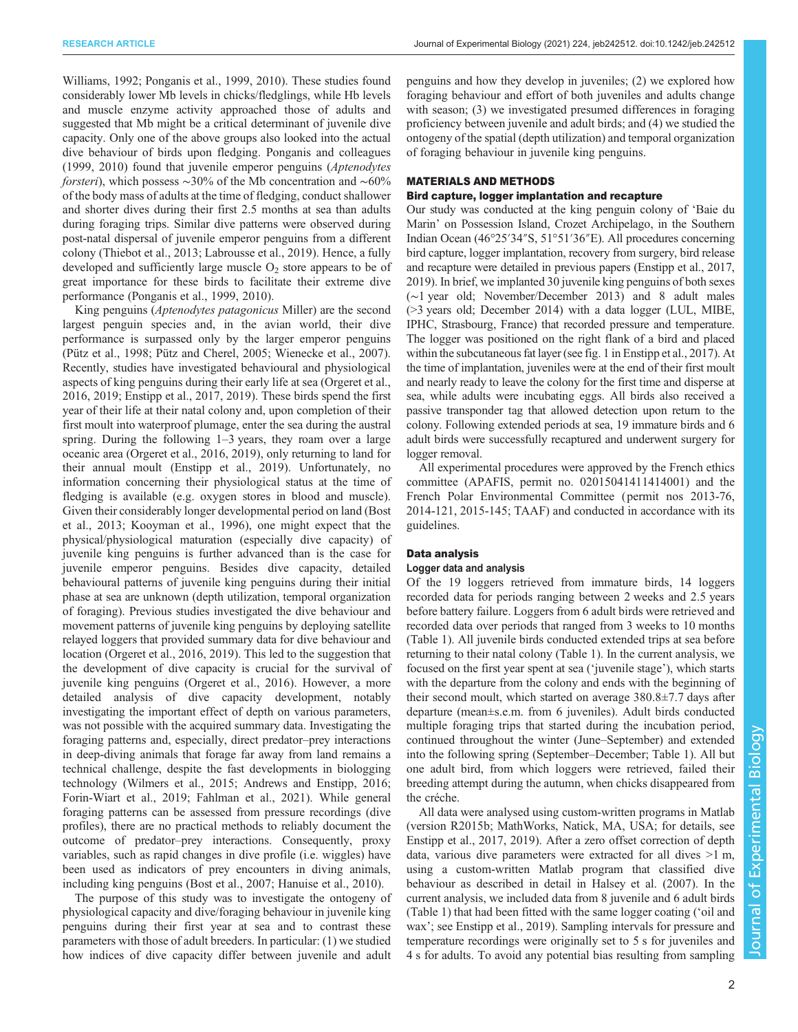Williams, 1992; Ponganis et al., 1999, 2010). These studies found considerably lower Mb levels in chicks/fledglings, while Hb levels and muscle enzyme activity approached those of adults and suggested that Mb might be a critical determinant of juvenile dive capacity. Only one of the above groups also looked into the actual dive behaviour of birds upon fledging. Ponganis and colleagues (1999, 2010) found that juvenile emperor penguins (*Aptenodytes forsteri*), which possess ∼30% of the Mb concentration and ∼60% of the body mass of adults at the time of fledging, conduct shallower and shorter dives during their first 2.5 months at sea than adults during foraging trips. Similar dive patterns were observed during post-natal dispersal of juvenile emperor penguins from a different colony (Thiebot et al., 2013; Labrousse et al., 2019). Hence, a fully developed and sufficiently large muscle $O_2$ store appears to be of great importance for these birds to facilitate their extreme dive performance (Ponganis et al., 1999, 2010).

King penguins (*Aptenodytes patagonicus* Miller) are the second largest penguin species and, in the avian world, their dive performance is surpassed only by the larger emperor penguins (Pütz et al., 1998; Pütz and Cherel, 2005; Wienecke et al., 2007). Recently, studies have investigated behavioural and physiological aspects of king penguins during their early life at sea (Orgeret et al., 2016, 2019; Enstipp et al., 2017, 2019). These birds spend the first year of their life at their natal colony and, upon completion of their first moult into waterproof plumage, enter the sea during the austral spring. During the following 1–3 years, they roam over a large oceanic area (Orgeret et al., 2016, 2019), only returning to land for their annual moult (Enstipp et al., 2019). Unfortunately, no information concerning their physiological status at the time of fledging is available (e.g. oxygen stores in blood and muscle). Given their considerably longer developmental period on land (Bost et al., 2013; Kooyman et al., 1996), one might expect that the physical/physiological maturation (especially dive capacity) of juvenile king penguins is further advanced than is the case for juvenile emperor penguins. Besides dive capacity, detailed behavioural patterns of juvenile king penguins during their initial phase at sea are unknown (depth utilization, temporal organization of foraging). Previous studies investigated the dive behaviour and movement patterns of juvenile king penguins by deploying satellite relayed loggers that provided summary data for dive behaviour and location (Orgeret et al., 2016, 2019). This led to the suggestion that the development of dive capacity is crucial for the survival of juvenile king penguins (Orgeret et al., 2016). However, a more detailed analysis of dive capacity development, notably investigating the important effect of depth on various parameters, was not possible with the acquired summary data. Investigating the foraging patterns and, especially, direct predator–prey interactions in deep-diving animals that forage far away from land remains a technical challenge, despite the fast developments in biologging technology (Wilmers et al., 2015; Andrews and Enstipp, 2016; Forin-Wiart et al., 2019; Fahlman et al., 2021). While general foraging patterns can be assessed from pressure recordings (dive profiles), there are no practical methods to reliably document the outcome of predator–prey interactions. Consequently, proxy variables, such as rapid changes in dive profile (i.e. wiggles) have been used as indicators of prey encounters in diving animals, including king penguins (Bost et al., 2007; Hanuise et al., 2010).

The purpose of this study was to investigate the ontogeny of physiological capacity and dive/foraging behaviour in juvenile king penguins during their first year at sea and to contrast these parameters with those of adult breeders. In particular: (1) we studied how indices of dive capacity differ between juvenile and adult penguins and how they develop in juveniles; (2) we explored how foraging behaviour and effort of both juveniles and adults change with season; (3) we investigated presumed differences in foraging proficiency between juvenile and adult birds; and (4) we studied the ontogeny of the spatial (depth utilization) and temporal organization of foraging behaviour in juvenile king penguins.

## MATERIALS AND METHODS

### Bird capture, logger implantation and recapture

Our study was conducted at the king penguin colony of 'Baie du Marin' on Possession Island, Crozet Archipelago, in the Southern Indian Ocean (46°25′34″S, 51°51′36″E). All procedures concerning bird capture, logger implantation, recovery from surgery, bird release and recapture were detailed in previous papers (Enstipp et al., 2017, 2019). In brief, we implanted 30 juvenile king penguins of both sexes (∼1 year old; November/December 2013) and 8 adult males (>3 years old; December 2014) with a data logger (LUL, MIBE, IPHC, Strasbourg, France) that recorded pressure and temperature. The logger was positioned on the right flank of a bird and placed within the subcutaneous fat layer (see fig. 1 in Enstipp et al., 2017). At the time of implantation, juveniles were at the end of their first moult and nearly ready to leave the colony for the first time and disperse at sea, while adults were incubating eggs. All birds also received a passive transponder tag that allowed detection upon return to the colony. Following extended periods at sea, 19 immature birds and 6 adult birds were successfully recaptured and underwent surgery for logger removal.

All experimental procedures were approved by the French ethics committee (APAFIS, permit no. 02015041411414001) and the French Polar Environmental Committee (permit nos 2013-76, 2014-121, 2015-145; TAAF) and conducted in accordance with its guidelines.

### Data analysis

#### Logger data and analysis

Of the 19 loggers retrieved from immature birds, 14 loggers recorded data for periods ranging between 2 weeks and 2.5 years before battery failure. Loggers from 6 adult birds were retrieved and recorded data over periods that ranged from 3 weeks to 10 months (Table 1). All juvenile birds conducted extended trips at sea before returning to their natal colony (Table 1). In the current analysis, we focused on the first year spent at sea ('juvenile stage'), which starts with the departure from the colony and ends with the beginning of their second moult, which started on average 380.8±7.7 days after departure (mean±s.e.m. from 6 juveniles). Adult birds conducted multiple foraging trips that started during the incubation period, continued throughout the winter (June–September) and extended into the following spring (September–December; Table 1). All but one adult bird, from which loggers were retrieved, failed their breeding attempt during the autumn, when chicks disappeared from the créche.

All data were analysed using custom-written programs in Matlab (version R2015b; MathWorks, Natick, MA, USA; for details, see Enstipp et al., 2017, 2019). After a zero offset correction of depth data, various dive parameters were extracted for all dives >1 m, using a custom-written Matlab program that classified dive behaviour as described in detail in Halsey et al. (2007). In the current analysis, we included data from 8 juvenile and 6 adult birds (Table 1) that had been fitted with the same logger coating ('oil and wax'; see Enstipp et al., 2019). Sampling intervals for pressure and temperature recordings were originally set to 5 s for juveniles and 4 s for adults. To avoid any potential bias resulting from sampling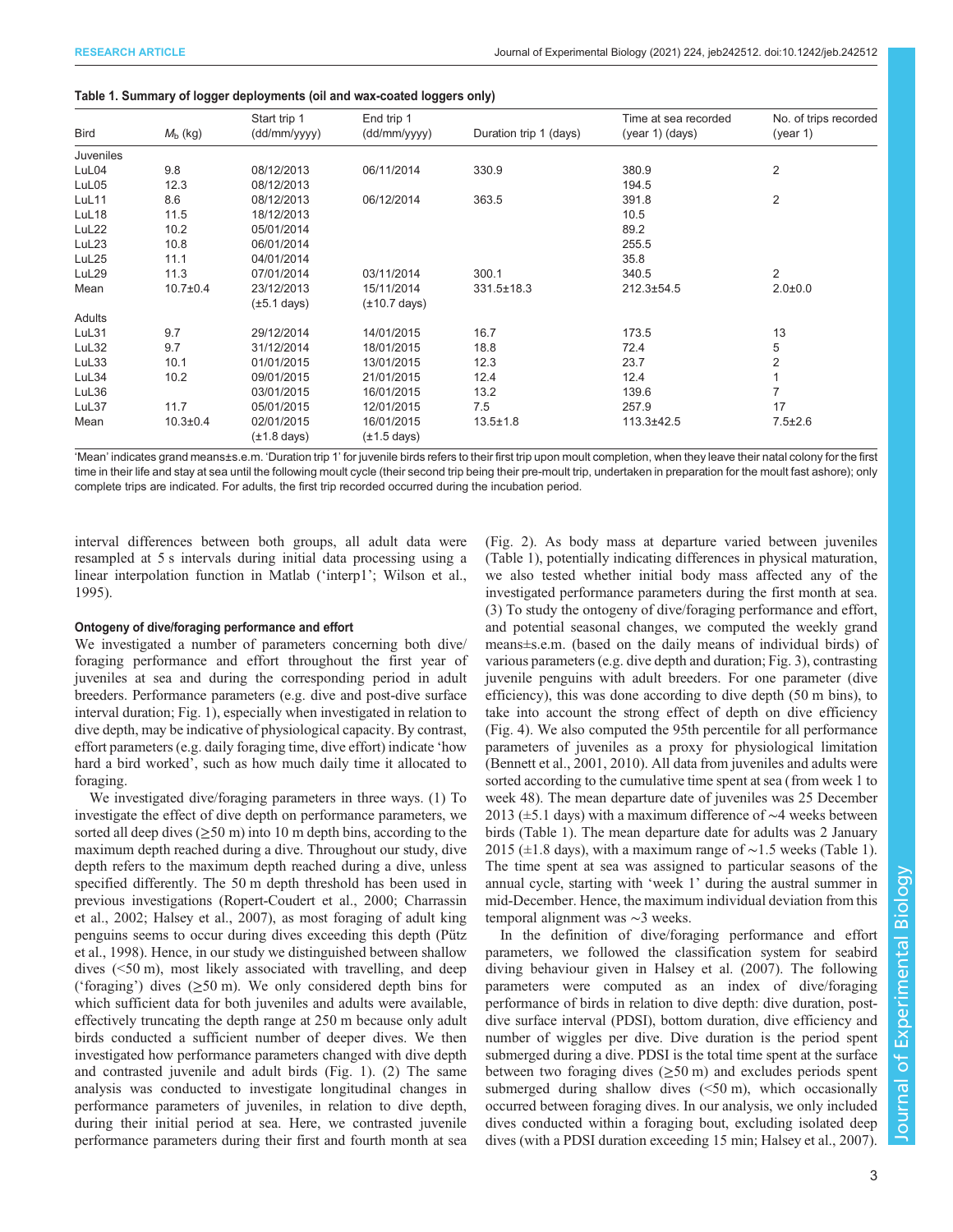**Table 1. Summary of logger deployments (oil and wax-coated loggers only)**

| Bird | $M_b$ (kg) | Start trip 1 (dd/mm/yyyy) | End trip 1 (dd/mm/yyyy) | Duration trip 1 (days) | Time at sea recorded (year 1) (days) | No. of trips recorded (year 1) |
|---|---|---|---|---|---|---|
| Juveniles | | | | | | |
| LuL04 | 9.8 | 08/12/2013 | 06/11/2014 | 330.9 | 380.9 | 2 |
| LuL05 | 12.3 | 08/12/2013 | | | 194.5 | |
| LuL11 | 8.6 | 08/12/2013 | 06/12/2014 | 363.5 | 391.8 | 2 |
| LuL18 | 11.5 | 18/12/2013 | | | 10.5 | |
| LuL22 | 10.2 | 05/01/2014 | | | 89.2 | |
| LuL23 | 10.8 | 06/01/2014 | | | 255.5 | |
| LuL25 | 11.1 | 04/01/2014 | | | 35.8 | |
| LuL29 | 11.3 | 07/01/2014 | 03/11/2014 | 300.1 | 340.5 | 2 |
| Mean | 10.7±0.4 | 23/12/2013 (±5.1 days) | 15/11/2014 (±10.7 days) | 331.5±18.3 | 212.3±54.5 | 2.0±0.0 |
| Adults | | | | | | |
| LuL31 | 9.7 | 29/12/2014 | 14/01/2015 | 16.7 | 173.5 | 13 |
| LuL32 | 9.7 | 31/12/2014 | 18/01/2015 | 18.8 | 72.4 | 5 |
| LuL33 | 10.1 | 01/01/2015 | 13/01/2015 | 12.3 | 23.7 | 2 |
| LuL34 | 10.2 | 09/01/2015 | 21/01/2015 | 12.4 | 12.4 | 1 |
| LuL36 | | 03/01/2015 | 16/01/2015 | 13.2 | 139.6 | 7 |
| LuL37 | 11.7 | 05/01/2015 | 12/01/2015 | 7.5 | 257.9 | 17 |
| Mean | 10.3±0.4 | 02/01/2015 (±1.8 days) | 16/01/2015 (±1.5 days) | 13.5±1.8 | 113.3±42.5 | 7.5±2.6 |

'Mean' indicates grand means±s.e.m. 'Duration trip 1' for juvenile birds refers to their first trip upon moult completion, when they leave their natal colony for the first time in their life and stay at sea until the following moult cycle (their second trip being their pre-moult trip, undertaken in preparation for the moult fast ashore); only complete trips are indicated. For adults, the first trip recorded occurred during the incubation period.

interval differences between both groups, all adult data were resampled at 5 s intervals during initial data processing using a linear interpolation function in Matlab ('interp1'; Wilson et al., 1995).

### Ontogeny of dive/foraging performance and effort

We investigated a number of parameters concerning both dive/foraging performance and effort throughout the first year of juveniles at sea and during the corresponding period in adult breeders. Performance parameters (e.g. dive and post-dive surface interval duration; Fig. 1), especially when investigated in relation to dive depth, may be indicative of physiological capacity. By contrast, effort parameters (e.g. daily foraging time, dive effort) indicate 'how hard a bird worked', such as how much daily time it allocated to foraging.

We investigated dive/foraging parameters in three ways. (1) To investigate the effect of dive depth on performance parameters, we sorted all deep dives (≥50 m) into 10 m depth bins, according to the maximum depth reached during a dive. Throughout our study, dive depth refers to the maximum depth reached during a dive, unless specified differently. The 50 m depth threshold has been used in previous investigations (Ropert-Coudert et al., 2000; Charrassin et al., 2002; Halsey et al., 2007), as most foraging of adult king penguins seems to occur during dives exceeding this depth (Pütz et al., 1998). Hence, in our study we distinguished between shallow dives (<50 m), most likely associated with travelling, and deep ('foraging') dives (≥50 m). We only considered depth bins for which sufficient data for both juveniles and adults were available, effectively truncating the depth range at 250 m because only adult birds conducted a sufficient number of deeper dives. We then investigated how performance parameters changed with dive depth and contrasted juvenile and adult birds (Fig. 1). (2) The same analysis was conducted to investigate longitudinal changes in performance parameters of juveniles, in relation to dive depth, during their initial period at sea. Here, we contrasted juvenile performance parameters during their first and fourth month at sea (Fig. 2). As body mass at departure varied between juveniles (Table 1), potentially indicating differences in physical maturation, we also tested whether initial body mass affected any of the investigated performance parameters during the first month at sea. (3) To study the ontogeny of dive/foraging performance and effort, and potential seasonal changes, we computed the weekly grand means±s.e.m. (based on the daily means of individual birds) of various parameters (e.g. dive depth and duration; Fig. 3), contrasting juvenile penguins with adult breeders. For one parameter (dive efficiency), this was done according to dive depth (50 m bins), to take into account the strong effect of depth on dive efficiency (Fig. 4). We also computed the 95th percentile for all performance parameters of juveniles as a proxy for physiological limitation (Bennett et al., 2001, 2010). All data from juveniles and adults were sorted according to the cumulative time spent at sea (from week 1 to week 48). The mean departure date of juveniles was 25 December 2013 (±5.1 days) with a maximum difference of ∼4 weeks between birds (Table 1). The mean departure date for adults was 2 January 2015 (±1.8 days), with a maximum range of ∼1.5 weeks (Table 1). The time spent at sea was assigned to particular seasons of the annual cycle, starting with 'week 1' during the austral summer in mid-December. Hence, the maximum individual deviation from this temporal alignment was ∼3 weeks.

In the definition of dive/foraging performance and effort parameters, we followed the classification system for seabird diving behaviour given in Halsey et al. (2007). The following parameters were computed as an index of dive/foraging performance of birds in relation to dive depth: dive duration, post-dive surface interval (PDSI), bottom duration, dive efficiency and number of wiggles per dive. Dive duration is the period spent submerged during a dive. PDSI is the total time spent at the surface between two foraging dives (≥50 m) and excludes periods spent submerged during shallow dives (<50 m), which occasionally occurred between foraging dives. In our analysis, we only included dives conducted within a foraging bout, excluding isolated deep dives (with a PDSI duration exceeding 15 min; Halsey et al., 2007).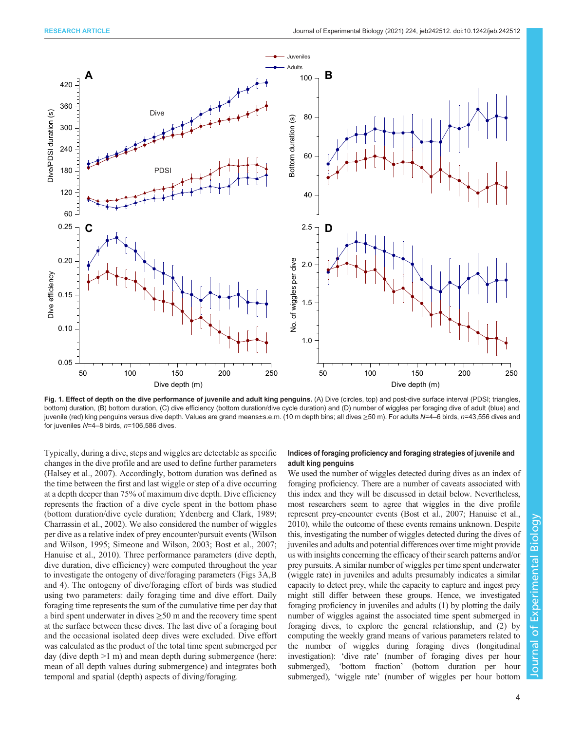**Fig. 1. Effect of depth on the dive performance of juvenile and adult king penguins.** (A) Dive (circles, top) and post-dive surface interval (PDSI; triangles, bottom) duration, (B) bottom duration, (C) dive efficiency (bottom duration/dive cycle duration) and (D) number of wiggles per foraging dive of adult (blue) and juvenile (red) king penguins versus dive depth. Values are grand means±s.e.m. (10 m depth bins; all dives ≥50 m). For adults *N*=4–6 birds, *n*=43,556 dives and for juveniles *N*=4–8 birds, *n*=106,586 dives.

Typically, during a dive, steps and wiggles are detectable as specific changes in the dive profile and are used to define further parameters (Halsey et al., 2007). Accordingly, bottom duration was defined as the time between the first and last wiggle or step of a dive occurring at a depth deeper than 75% of maximum dive depth. Dive efficiency represents the fraction of a dive cycle spent in the bottom phase (bottom duration/dive cycle duration; Ydenberg and Clark, 1989; Charrassin et al., 2002). We also considered the number of wiggles per dive as a relative index of prey encounter/pursuit events (Wilson and Wilson, 1995; Simeone and Wilson, 2003; Bost et al., 2007; Hanuise et al., 2010). Three performance parameters (dive depth, dive duration, dive efficiency) were computed throughout the year to investigate the ontogeny of dive/foraging parameters (Figs 3A,B and 4). The ontogeny of dive/foraging effort of birds was studied using two parameters: daily foraging time and dive effort. Daily foraging time represents the sum of the cumulative time per day that a bird spent underwater in dives ≥50 m and the recovery time spent at the surface between these dives. The last dive of a foraging bout and the occasional isolated deep dives were excluded. Dive effort was calculated as the product of the total time spent submerged per day (dive depth >1 m) and mean depth during submergence (here: mean of all depth values during submergence) and integrates both temporal and spatial (depth) aspects of diving/foraging.

#### Indices of foraging proficiency and foraging strategies of juvenile and adult king penguins

We used the number of wiggles detected during dives as an index of foraging proficiency. There are a number of caveats associated with this index and they will be discussed in detail below. Nevertheless, most researchers seem to agree that wiggles in the dive profile represent prey-encounter events (Bost et al., 2007; Hanuise et al., 2010), while the outcome of these events remains unknown. Despite this, investigating the number of wiggles detected during the dives of juveniles and adults and potential differences over time might provide us with insights concerning the efficacy of their search patterns and/or prey pursuits. A similar number of wiggles per time spent underwater (wiggle rate) in juveniles and adults presumably indicates a similar capacity to detect prey, while the capacity to capture and ingest prey might still differ between these groups. Hence, we investigated foraging proficiency in juveniles and adults (1) by plotting the daily number of wiggles against the associated time spent submerged in foraging dives, to explore the general relationship, and (2) by computing the weekly grand means of various parameters related to the number of wiggles during foraging dives (longitudinal investigation): 'dive rate' (number of foraging dives per hour submerged), 'bottom fraction' (bottom duration per hour submerged), 'wiggle rate' (number of wiggles per hour bottom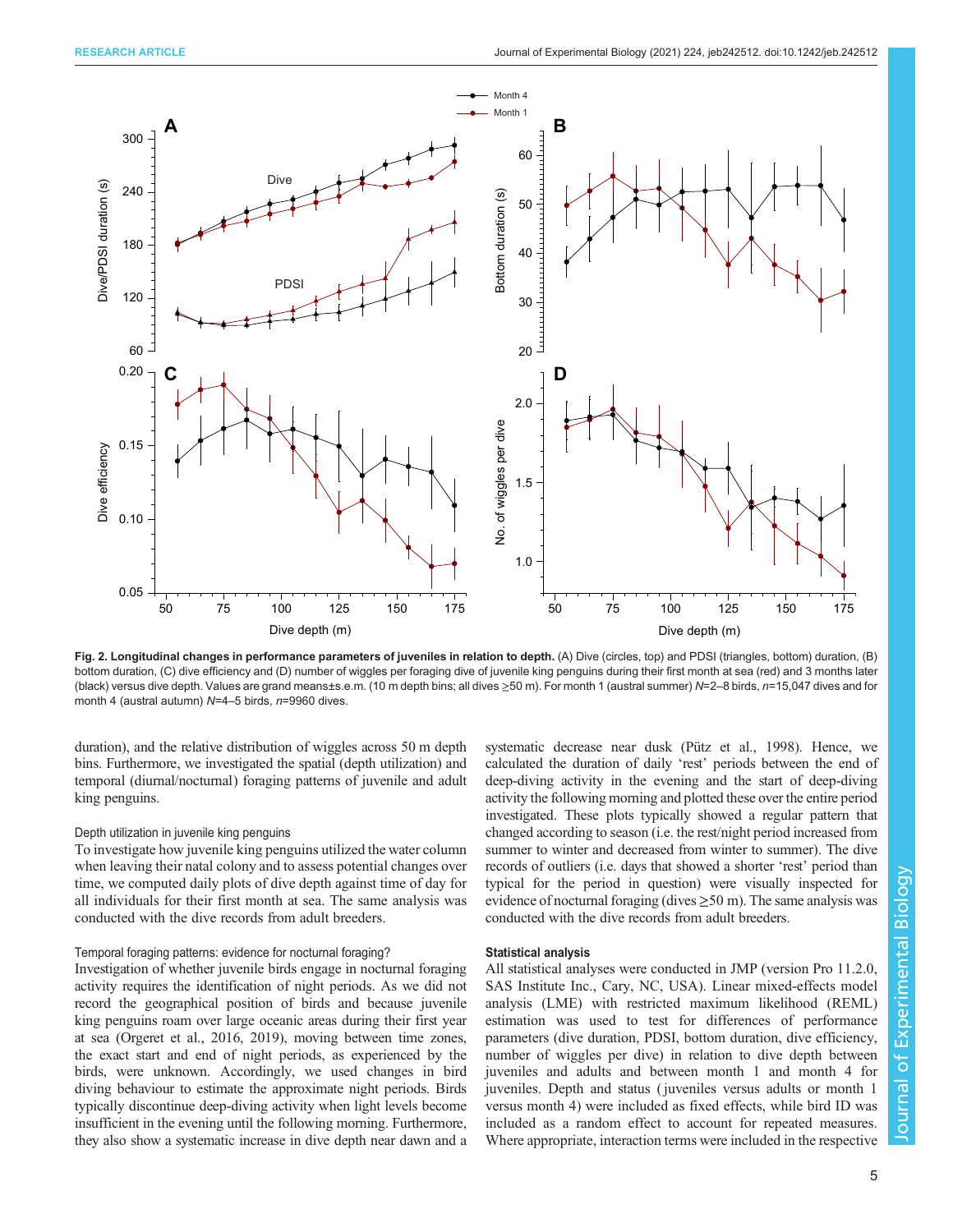**Fig. 2. Longitudinal changes in performance parameters of juveniles in relation to depth.** (A) Dive (circles, top) and PDSI (triangles, bottom) duration, (B) bottom duration, (C) dive efficiency and (D) number of wiggles per foraging dive of juvenile king penguins during their first month at sea (red) and 3 months later (black) versus dive depth. Values are grand means±s.e.m. (10 m depth bins; all dives ≥50 m). For month 1 (austral summer) *N*=2–8 birds, *n*=15,047 dives and for month 4 (austral autumn) *N*=4–5 birds, *n*=9960 dives.

duration), and the relative distribution of wiggles across 50 m depth bins. Furthermore, we investigated the spatial (depth utilization) and temporal (diurnal/nocturnal) foraging patterns of juvenile and adult king penguins.

### Depth utilization in juvenile king penguins

To investigate how juvenile king penguins utilized the water column when leaving their natal colony and to assess potential changes over time, we computed daily plots of dive depth against time of day for all individuals for their first month at sea. The same analysis was conducted with the dive records from adult breeders.

### Temporal foraging patterns: evidence for nocturnal foraging?

Investigation of whether juvenile birds engage in nocturnal foraging activity requires the identification of night periods. As we did not record the geographical position of birds and because juvenile king penguins roam over large oceanic areas during their first year at sea (Orgeret et al., 2016, 2019), moving between time zones, the exact start and end of night periods, as experienced by the birds, were unknown. Accordingly, we used changes in bird diving behaviour to estimate the approximate night periods. Birds typically discontinue deep-diving activity when light levels become insufficient in the evening until the following morning. Furthermore, they also show a systematic increase in dive depth near dawn and a systematic decrease near dusk (Pütz et al., 1998). Hence, we calculated the duration of daily 'rest' periods between the end of deep-diving activity in the evening and the start of deep-diving activity the following morning and plotted these over the entire period investigated. These plots typically showed a regular pattern that changed according to season (i.e. the rest/night period increased from summer to winter and decreased from winter to summer). The dive records of outliers (i.e. days that showed a shorter 'rest' period than typical for the period in question) were visually inspected for evidence of nocturnal foraging (dives ≥50 m). The same analysis was conducted with the dive records from adult breeders.

## Statistical analysis

All statistical analyses were conducted in JMP (version Pro 11.2.0, SAS Institute Inc., Cary, NC, USA). Linear mixed-effects model analysis (LME) with restricted maximum likelihood (REML) estimation was used to test for differences of performance parameters (dive duration, PDSI, bottom duration, dive efficiency, number of wiggles per dive) in relation to dive depth between juveniles and adults and between month 1 and month 4 for juveniles. Depth and status (juveniles versus adults or month 1 versus month 4) were included as fixed effects, while bird ID was included as a random effect to account for repeated measures. Where appropriate, interaction terms were included in the respective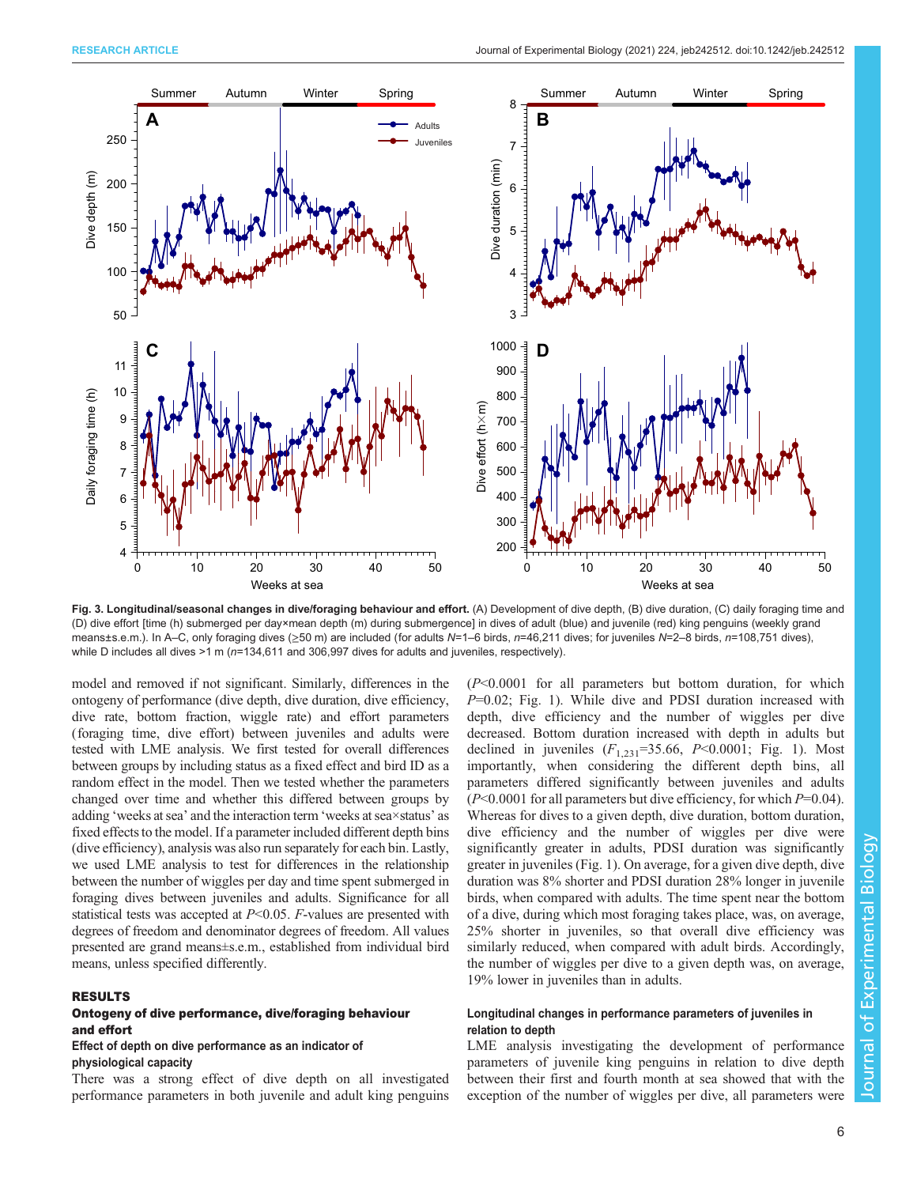**Fig. 3. Longitudinal/seasonal changes in dive/foraging behaviour and effort.** (A) Development of dive depth, (B) dive duration, (C) daily foraging time and (D) dive effort [time (h) submerged per day×mean depth (m) during submergence] in dives of adult (blue) and juvenile (red) king penguins (weekly grand means±s.e.m.). In A–C, only foraging dives (≥50 m) are included (for adults *N*=1–6 birds, *n*=46,211 dives; for juveniles *N*=2–8 birds, *n*=108,751 dives), while D includes all dives >1 m (*n*=134,611 and 306,997 dives for adults and juveniles, respectively).

model and removed if not significant. Similarly, differences in the ontogeny of performance (dive depth, dive duration, dive efficiency, dive rate, bottom fraction, wiggle rate) and effort parameters (foraging time, dive effort) between juveniles and adults were tested with LME analysis. We first tested for overall differences between groups by including status as a fixed effect and bird ID as a random effect in the model. Then we tested whether the parameters changed over time and whether this differed between groups by adding 'weeks at sea' and the interaction term 'weeks at sea×status' as fixed effects to the model. If a parameter included different depth bins (dive efficiency), analysis was also run separately for each bin. Lastly, we used LME analysis to test for differences in the relationship between the number of wiggles per day and time spent submerged in foraging dives between juveniles and adults. Significance for all statistical tests was accepted at $P<0.05$. *F*-values are presented with degrees of freedom and denominator degrees of freedom. All values presented are grand means±s.e.m., established from individual bird means, unless specified differently.

## RESULTS

### Ontogeny of dive performance, dive/foraging behaviour and effort

#### Effect of depth on dive performance as an indicator of physiological capacity

There was a strong effect of dive depth on all investigated performance parameters in both juvenile and adult king penguins ($P<0.0001$ for all parameters but bottom duration, for which $P=0.02$; Fig. 1). While dive and PDSI duration increased with depth, dive efficiency and the number of wiggles per dive decreased. Bottom duration increased with depth in adults but declined in juveniles ($F_{1,231}=35.66$, $P<0.0001$; Fig. 1). Most importantly, when considering the different depth bins, all parameters differed significantly between juveniles and adults ($P<0.0001$ for all parameters but dive efficiency, for which $P=0.04$). Whereas for dives to a given depth, dive duration, bottom duration, dive efficiency and the number of wiggles per dive were significantly greater in adults, PDSI duration was significantly greater in juveniles (Fig. 1). On average, for a given dive depth, dive duration was 8% shorter and PDSI duration 28% longer in juvenile birds, when compared with adults. The time spent near the bottom of a dive, during which most foraging takes place, was, on average, 25% shorter in juveniles, so that overall dive efficiency was similarly reduced, when compared with adult birds. Accordingly, the number of wiggles per dive to a given depth was, on average, 19% lower in juveniles than in adults.

#### Longitudinal changes in performance parameters of juveniles in relation to depth

LME analysis investigating the development of performance parameters of juvenile king penguins in relation to dive depth between their first and fourth month at sea showed that with the exception of the number of wiggles per dive, all parameters were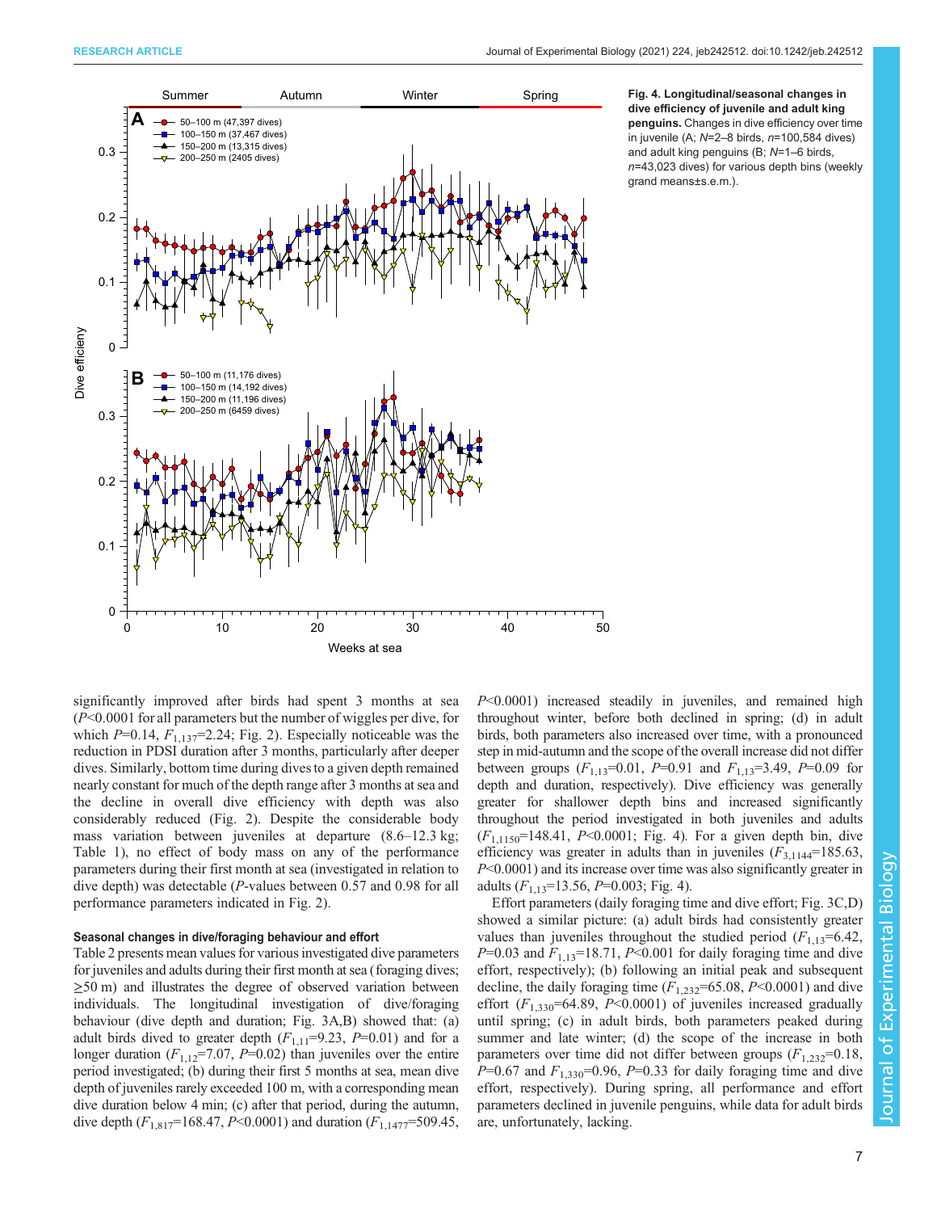**Fig. 4. Longitudinal/seasonal changes in dive efficiency of juvenile and adult king penguins.** Changes in dive efficiency over time in juvenile (A; $N$=2–8 birds, $n$=100,584 dives) and adult king penguins (B; $N$=1–6 birds, $n$=43,023 dives) for various depth bins (weekly grand means±s.e.m.).

significantly improved after birds had spent 3 months at sea ($P$<0.0001 for all parameters but the number of wiggles per dive, for which $P$=0.14, $F_{1,137}$=2.24; Fig. 2). Especially noticeable was the reduction in PDSI duration after 3 months, particularly after deeper dives. Similarly, bottom time during dives to a given depth remained nearly constant for much of the depth range after 3 months at sea and the decline in overall dive efficiency with depth was also considerably reduced (Fig. 2). Despite the considerable body mass variation between juveniles at departure (8.6–12.3 kg; Table 1), no effect of body mass on any of the performance parameters during their first month at sea (investigated in relation to dive depth) was detectable ($P$-values between 0.57 and 0.98 for all performance parameters indicated in Fig. 2).

### Seasonal changes in dive/foraging behaviour and effort

Table 2 presents mean values for various investigated dive parameters for juveniles and adults during their first month at sea (foraging dives; ≥50 m) and illustrates the degree of observed variation between individuals. The longitudinal investigation of dive/foraging behaviour (dive depth and duration; Fig. 3A,B) showed that: (a) adult birds dived to greater depth ($F_{1,11}$=9.23, $P$=0.01) and for a longer duration ($F_{1,12}$=7.07, $P$=0.02) than juveniles over the entire period investigated; (b) during their first 5 months at sea, mean dive depth of juveniles rarely exceeded 100 m, with a corresponding mean dive duration below 4 min; (c) after that period, during the autumn, dive depth ($F_{1,817}$=168.47, $P$<0.0001) and duration ($F_{1,1477}$=509.45, $P$<0.0001) increased steadily in juveniles, and remained high throughout winter, before both declined in spring; (d) in adult birds, both parameters also increased over time, with a pronounced step in mid-autumn and the scope of the overall increase did not differ between groups ($F_{1,13}$=0.01, $P$=0.91 and $F_{1,13}$=3.49, $P$=0.09 for depth and duration, respectively). Dive efficiency was generally greater for shallower depth bins and increased significantly throughout the period investigated in both juveniles and adults ($F_{1,1150}$=148.41, $P$<0.0001; Fig. 4). For a given depth bin, dive efficiency was greater in adults than in juveniles ($F_{3,1144}$=185.63, $P$<0.0001) and its increase over time was also significantly greater in adults ($F_{1,13}$=13.56, $P$=0.003; Fig. 4).

Effort parameters (daily foraging time and dive effort; Fig. 3C,D) showed a similar picture: (a) adult birds had consistently greater values than juveniles throughout the studied period ($F_{1,13}$=6.42, $P$=0.03 and $F_{1,13}$=18.71, $P$<0.001 for daily foraging time and dive effort, respectively); (b) following an initial peak and subsequent decline, the daily foraging time ($F_{1,232}$=65.08, $P$<0.0001) and dive effort ($F_{1,330}$=64.89, $P$<0.0001) of juveniles increased gradually until spring; (c) in adult birds, both parameters peaked during summer and late winter; (d) the scope of the increase in both parameters over time did not differ between groups ($F_{1,232}$=0.18, $P$=0.67 and $F_{1,330}$=0.96, $P$=0.33 for daily foraging time and dive effort, respectively). During spring, all performance and effort parameters declined in juvenile penguins, while data for adult birds are, unfortunately, lacking.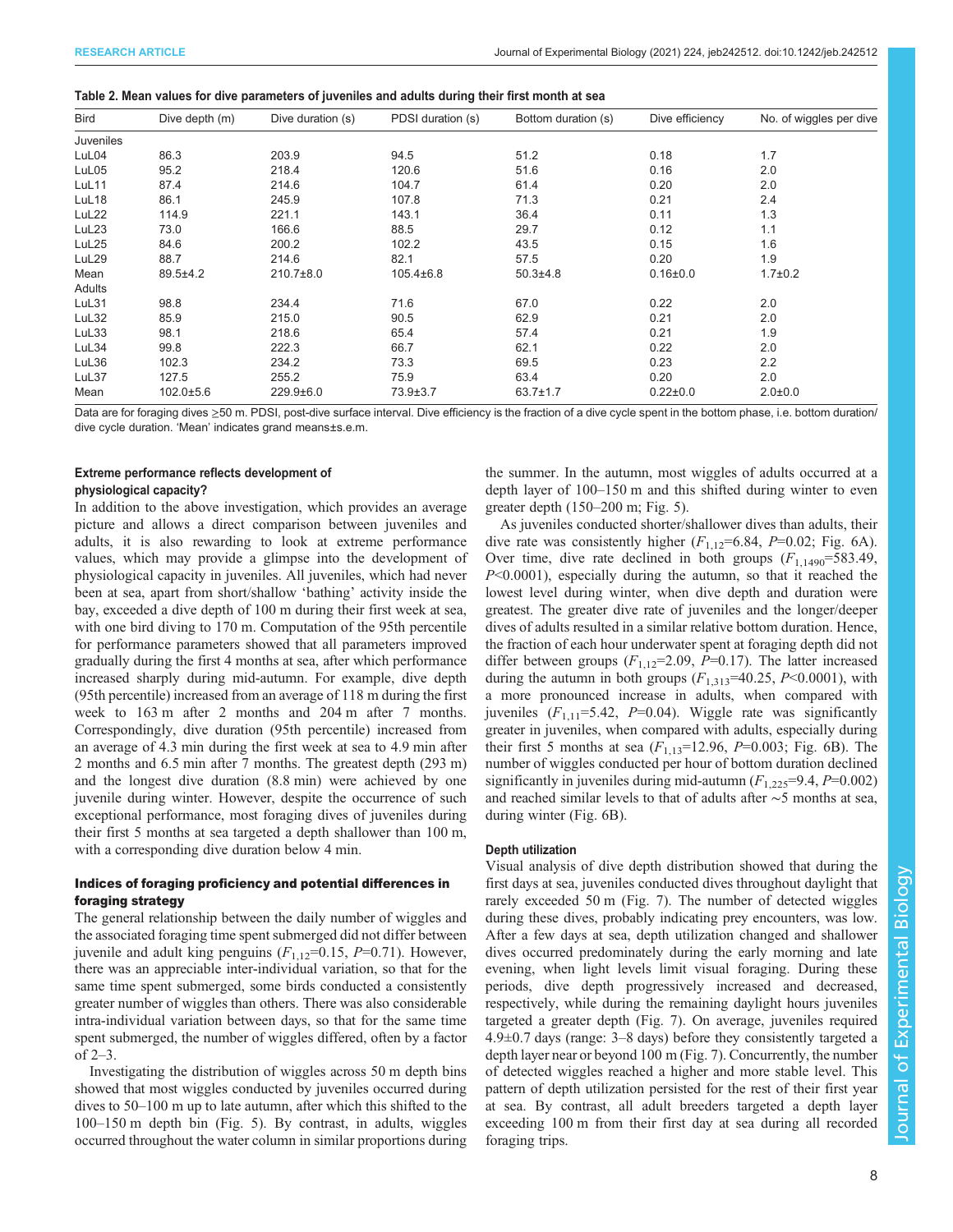**Table 2. Mean values for dive parameters of juveniles and adults during their first month at sea**

| Bird | Dive depth (m) | Dive duration (s) | PDSI duration (s) | Bottom duration (s) | Dive efficiency | No. of wiggles per dive |
|---|---|---|---|---|---|---|
| Juveniles | | | | | | |
| LuL04 | 86.3 | 203.9 | 94.5 | 51.2 | 0.18 | 1.7 |
| LuL05 | 95.2 | 218.4 | 120.6 | 51.6 | 0.16 | 2.0 |
| LuL11 | 87.4 | 214.6 | 104.7 | 61.4 | 0.20 | 2.0 |
| LuL18 | 86.1 | 245.9 | 107.8 | 71.3 | 0.21 | 2.4 |
| LuL22 | 114.9 | 221.1 | 143.1 | 36.4 | 0.11 | 1.3 |
| LuL23 | 73.0 | 166.6 | 88.5 | 29.7 | 0.12 | 1.1 |
| LuL25 | 84.6 | 200.2 | 102.2 | 43.5 | 0.15 | 1.6 |
| LuL29 | 88.7 | 214.6 | 82.1 | 57.5 | 0.20 | 1.9 |
| Mean | 89.5±4.2 | 210.7±8.0 | 105.4±6.8 | 50.3±4.8 | 0.16±0.0 | 1.7±0.2 |
| Adults | | | | | | |
| LuL31 | 98.8 | 234.4 | 71.6 | 67.0 | 0.22 | 2.0 |
| LuL32 | 85.9 | 215.0 | 90.5 | 62.9 | 0.21 | 2.0 |
| LuL33 | 98.1 | 218.6 | 65.4 | 57.4 | 0.21 | 1.9 |
| LuL34 | 99.8 | 222.3 | 66.7 | 62.1 | 0.22 | 2.0 |
| LuL36 | 102.3 | 234.2 | 73.3 | 69.5 | 0.23 | 2.2 |
| LuL37 | 127.5 | 255.2 | 75.9 | 63.4 | 0.20 | 2.0 |
| Mean | 102.0±5.6 | 229.9±6.0 | 73.9±3.7 | 63.7±1.7 | 0.22±0.0 | 2.0±0.0 |

Data are for foraging dives ≥50 m. PDSI, post-dive surface interval. Dive efficiency is the fraction of a dive cycle spent in the bottom phase, i.e. bottom duration/dive cycle duration. 'Mean' indicates grand means±s.e.m.

#### Extreme performance reflects development of physiological capacity?

In addition to the above investigation, which provides an average picture and allows a direct comparison between juveniles and adults, it is also rewarding to look at extreme performance values, which may provide a glimpse into the development of physiological capacity in juveniles. All juveniles, which had never been at sea, apart from short/shallow 'bathing' activity inside the bay, exceeded a dive depth of 100 m during their first week at sea, with one bird diving to 170 m. Computation of the 95th percentile for performance parameters showed that all parameters improved gradually during the first 4 months at sea, after which performance increased sharply during mid-autumn. For example, dive depth (95th percentile) increased from an average of 118 m during the first week to 163 m after 2 months and 204 m after 7 months. Correspondingly, dive duration (95th percentile) increased from an average of 4.3 min during the first week at sea to 4.9 min after 2 months and 6.5 min after 7 months. The greatest depth (293 m) and the longest dive duration (8.8 min) were achieved by one juvenile during winter. However, despite the occurrence of such exceptional performance, most foraging dives of juveniles during their first 5 months at sea targeted a depth shallower than 100 m, with a corresponding dive duration below 4 min.

### Indices of foraging proficiency and potential differences in foraging strategy

The general relationship between the daily number of wiggles and the associated foraging time spent submerged did not differ between juvenile and adult king penguins ($F_{1,12}$=0.15, $P$=0.71). However, there was an appreciable inter-individual variation, so that for the same time spent submerged, some birds conducted a consistently greater number of wiggles than others. There was also considerable intra-individual variation between days, so that for the same time spent submerged, the number of wiggles differed, often by a factor of 2–3.

Investigating the distribution of wiggles across 50 m depth bins showed that most wiggles conducted by juveniles occurred during dives to 50–100 m up to late autumn, after which this shifted to the 100–150 m depth bin (Fig. 5). By contrast, in adults, wiggles occurred throughout the water column in similar proportions during the summer. In the autumn, most wiggles of adults occurred at a depth layer of 100–150 m and this shifted during winter to even greater depth (150–200 m; Fig. 5).

As juveniles conducted shorter/shallower dives than adults, their dive rate was consistently higher ($F_{1,12}$=6.84, $P$=0.02; Fig. 6A). Over time, dive rate declined in both groups ($F_{1,1490}$=583.49, $P$<0.0001), especially during the autumn, so that it reached the lowest level during winter, when dive depth and duration were greatest. The greater dive rate of juveniles and the longer/deeper dives of adults resulted in a similar relative bottom duration. Hence, the fraction of each hour underwater spent at foraging depth did not differ between groups ($F_{1,12}$=2.09, $P$=0.17). The latter increased during the autumn in both groups ($F_{1,313}$=40.25, $P$<0.0001), with a more pronounced increase in adults, when compared with juveniles ($F_{1,11}$=5.42, $P$=0.04). Wiggle rate was significantly greater in juveniles, when compared with adults, especially during their first 5 months at sea ($F_{1,13}$=12.96, $P$=0.003; Fig. 6B). The number of wiggles conducted per hour of bottom duration declined significantly in juveniles during mid-autumn ($F_{1,225}$=9.4, $P$=0.002) and reached similar levels to that of adults after ∼5 months at sea, during winter (Fig. 6B).

#### Depth utilization

Visual analysis of dive depth distribution showed that during the first days at sea, juveniles conducted dives throughout daylight that rarely exceeded 50 m (Fig. 7). The number of detected wiggles during these dives, probably indicating prey encounters, was low. After a few days at sea, depth utilization changed and shallower dives occurred predominately during the early morning and late evening, when light levels limit visual foraging. During these periods, dive depth progressively increased and decreased, respectively, while during the remaining daylight hours juveniles targeted a greater depth (Fig. 7). On average, juveniles required 4.9±0.7 days (range: 3–8 days) before they consistently targeted a depth layer near or beyond 100 m (Fig. 7). Concurrently, the number of detected wiggles reached a higher and more stable level. This pattern of depth utilization persisted for the rest of their first year at sea. By contrast, all adult breeders targeted a depth layer exceeding 100 m from their first day at sea during all recorded foraging trips.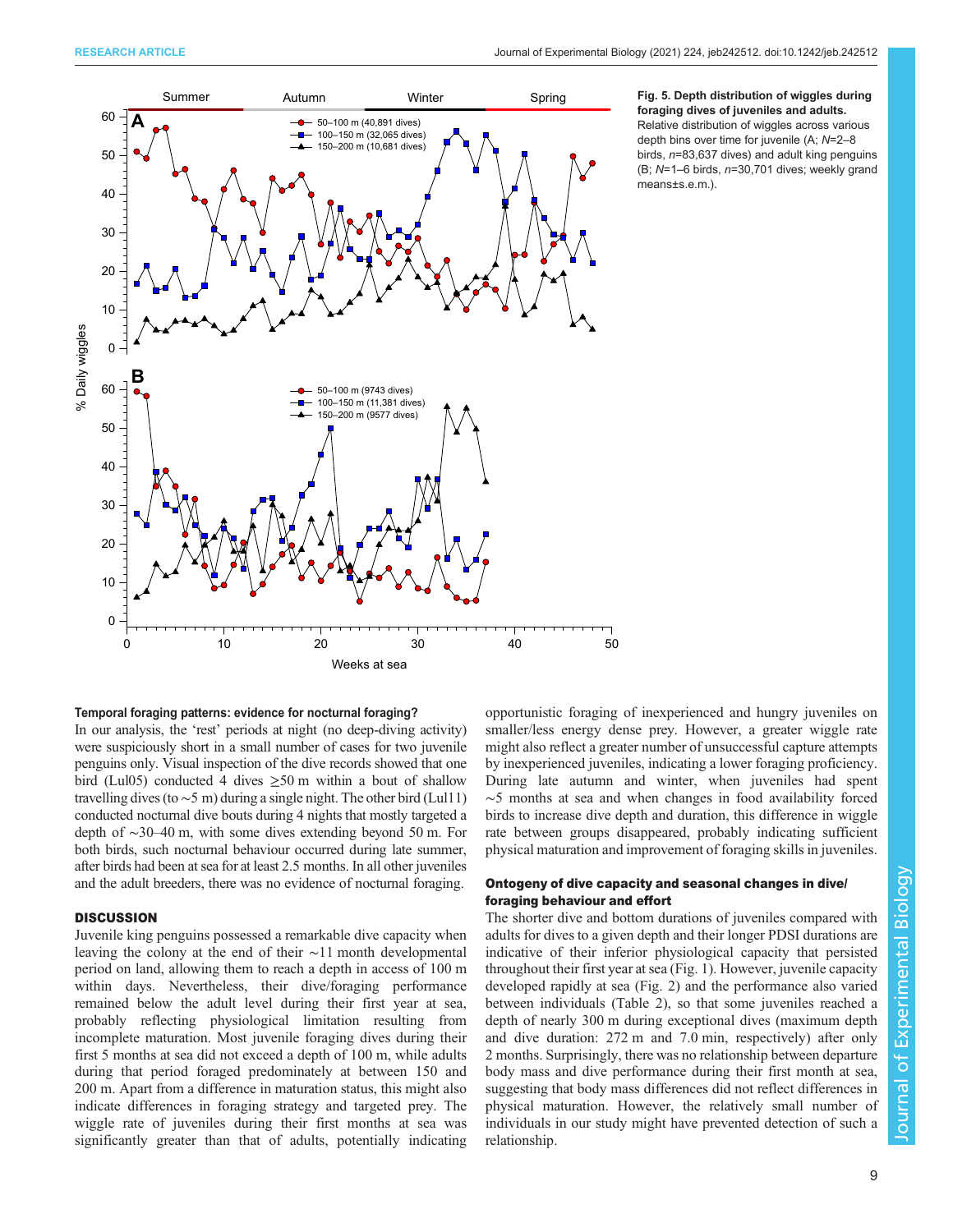**Fig. 5. Depth distribution of wiggles during foraging dives of juveniles and adults.** Relative distribution of wiggles across various depth bins over time for juvenile (A; *N*=2–8 birds, *n*=83,637 dives) and adult king penguins (B; *N*=1–6 birds, *n*=30,701 dives; weekly grand means±s.e.m.).

#### Temporal foraging patterns: evidence for nocturnal foraging?

In our analysis, the 'rest' periods at night (no deep-diving activity) were suspiciously short in a small number of cases for two juvenile penguins only. Visual inspection of the dive records showed that one bird (Lul05) conducted 4 dives ≥50 m within a bout of shallow travelling dives (to ∼5 m) during a single night. The other bird (Lul11) conducted nocturnal dive bouts during 4 nights that mostly targeted a depth of ∼30–40 m, with some dives extending beyond 50 m. For both birds, such nocturnal behaviour occurred during late summer, after birds had been at sea for at least 2.5 months. In all other juveniles and the adult breeders, there was no evidence of nocturnal foraging.

## DISCUSSION

Juvenile king penguins possessed a remarkable dive capacity when leaving the colony at the end of their ∼11 month developmental period on land, allowing them to reach a depth in access of 100 m within days. Nevertheless, their dive/foraging performance remained below the adult level during their first year at sea, probably reflecting physiological limitation resulting from incomplete maturation. Most juvenile foraging dives during their first 5 months at sea did not exceed a depth of 100 m, while adults during that period foraged predominately at between 150 and 200 m. Apart from a difference in maturation status, this might also indicate differences in foraging strategy and targeted prey. The wiggle rate of juveniles during their first months at sea was significantly greater than that of adults, potentially indicating opportunistic foraging of inexperienced and hungry juveniles on smaller/less energy dense prey. However, a greater wiggle rate might also reflect a greater number of unsuccessful capture attempts by inexperienced juveniles, indicating a lower foraging proficiency. During late autumn and winter, when juveniles had spent ∼5 months at sea and when changes in food availability forced birds to increase dive depth and duration, this difference in wiggle rate between groups disappeared, probably indicating sufficient physical maturation and improvement of foraging skills in juveniles.

#### Ontogeny of dive capacity and seasonal changes in dive/foraging behaviour and effort

The shorter dive and bottom durations of juveniles compared with adults for dives to a given depth and their longer PDSI durations are indicative of their inferior physiological capacity that persisted throughout their first year at sea (Fig. 1). However, juvenile capacity developed rapidly at sea (Fig. 2) and the performance also varied between individuals (Table 2), so that some juveniles reached a depth of nearly 300 m during exceptional dives (maximum depth and dive duration: 272 m and 7.0 min, respectively) after only 2 months. Surprisingly, there was no relationship between departure body mass and dive performance during their first month at sea, suggesting that body mass differences did not reflect differences in physical maturation. However, the relatively small number of individuals in our study might have prevented detection of such a relationship.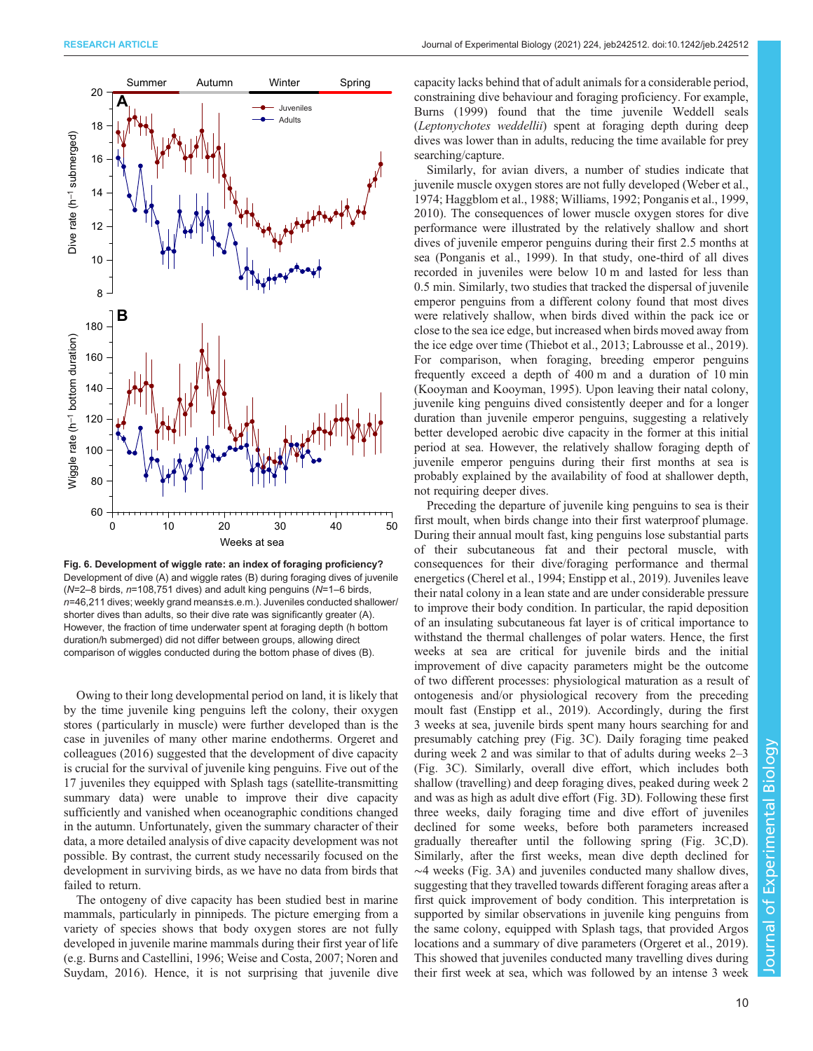Fig. 6. Development of wiggle rate: an index of foraging proficiency? Development of dive (A) and wiggle rates (B) during foraging dives of juvenile ($N$=2–8 birds, $n$=108,751 dives) and adult king penguins ($N$=1–6 birds, $n$=46,211 dives; weekly grand means±s.e.m.). Juveniles conducted shallower/shorter dives than adults, so their dive rate was significantly greater (A). However, the fraction of time underwater spent at foraging depth (h bottom duration/h submerged) did not differ between groups, allowing direct comparison of wiggles conducted during the bottom phase of dives (B).

Owing to their long developmental period on land, it is likely that by the time juvenile king penguins left the colony, their oxygen stores (particularly in muscle) were further developed than is the case in juveniles of many other marine endotherms. Orgeret and colleagues (2016) suggested that the development of dive capacity is crucial for the survival of juvenile king penguins. Five out of the 17 juveniles they equipped with Splash tags (satellite-transmitting summary data) were unable to improve their dive capacity sufficiently and vanished when oceanographic conditions changed in the autumn. Unfortunately, given the summary character of their data, a more detailed analysis of dive capacity development was not possible. By contrast, the current study necessarily focused on the development in surviving birds, as we have no data from birds that failed to return.

The ontogeny of dive capacity has been studied best in marine mammals, particularly in pinnipeds. The picture emerging from a variety of species shows that body oxygen stores are not fully developed in juvenile marine mammals during their first year of life (e.g. Burns and Castellini, 1996; Weise and Costa, 2007; Noren and Suydam, 2016). Hence, it is not surprising that juvenile dive capacity lacks behind that of adult animals for a considerable period, constraining dive behaviour and foraging proficiency. For example, Burns (1999) found that the time juvenile Weddell seals (*Leptonychotes weddellii*) spent at foraging depth during deep dives was lower than in adults, reducing the time available for prey searching/capture.

Similarly, for avian divers, a number of studies indicate that juvenile muscle oxygen stores are not fully developed (Weber et al., 1974; Haggblom et al., 1988; Williams, 1992; Ponganis et al., 1999, 2010). The consequences of lower muscle oxygen stores for dive performance were illustrated by the relatively shallow and short dives of juvenile emperor penguins during their first 2.5 months at sea (Ponganis et al., 1999). In that study, one-third of all dives recorded in juveniles were below 10 m and lasted for less than 0.5 min. Similarly, two studies that tracked the dispersal of juvenile emperor penguins from a different colony found that most dives were relatively shallow, when birds dived within the pack ice or close to the sea ice edge, but increased when birds moved away from the ice edge over time (Thiebot et al., 2013; Labrousse et al., 2019). For comparison, when foraging, breeding emperor penguins frequently exceed a depth of 400 m and a duration of 10 min (Kooyman and Kooyman, 1995). Upon leaving their natal colony, juvenile king penguins dived consistently deeper and for a longer duration than juvenile emperor penguins, suggesting a relatively better developed aerobic dive capacity in the former at this initial period at sea. However, the relatively shallow foraging depth of juvenile emperor penguins during their first months at sea is probably explained by the availability of food at shallower depth, not requiring deeper dives.

Preceding the departure of juvenile king penguins to sea is their first moult, when birds change into their first waterproof plumage. During their annual moult fast, king penguins lose substantial parts of their subcutaneous fat and their pectoral muscle, with consequences for their dive/foraging performance and thermal energetics (Cherel et al., 1994; Enstipp et al., 2019). Juveniles leave their natal colony in a lean state and are under considerable pressure to improve their body condition. In particular, the rapid deposition of an insulating subcutaneous fat layer is of critical importance to withstand the thermal challenges of polar waters. Hence, the first weeks at sea are critical for juvenile birds and the initial improvement of dive capacity parameters might be the outcome of two different processes: physiological maturation as a result of ontogenesis and/or physiological recovery from the preceding moult fast (Enstipp et al., 2019). Accordingly, during the first 3 weeks at sea, juvenile birds spent many hours searching for and presumably catching prey (Fig. 3C). Daily foraging time peaked during week 2 and was similar to that of adults during weeks 2–3 (Fig. 3C). Similarly, overall dive effort, which includes both shallow (travelling) and deep foraging dives, peaked during week 2 and was as high as adult dive effort (Fig. 3D). Following these first three weeks, daily foraging time and dive effort of juveniles declined for some weeks, before both parameters increased gradually thereafter until the following spring (Fig. 3C,D). Similarly, after the first weeks, mean dive depth declined for ~4 weeks (Fig. 3A) and juveniles conducted many shallow dives, suggesting that they travelled towards different foraging areas after a first quick improvement of body condition. This interpretation is supported by similar observations in juvenile king penguins from the same colony, equipped with Splash tags, that provided Argos locations and a summary of dive parameters (Orgeret et al., 2019). This showed that juveniles conducted many travelling dives during their first week at sea, which was followed by an intense 3 week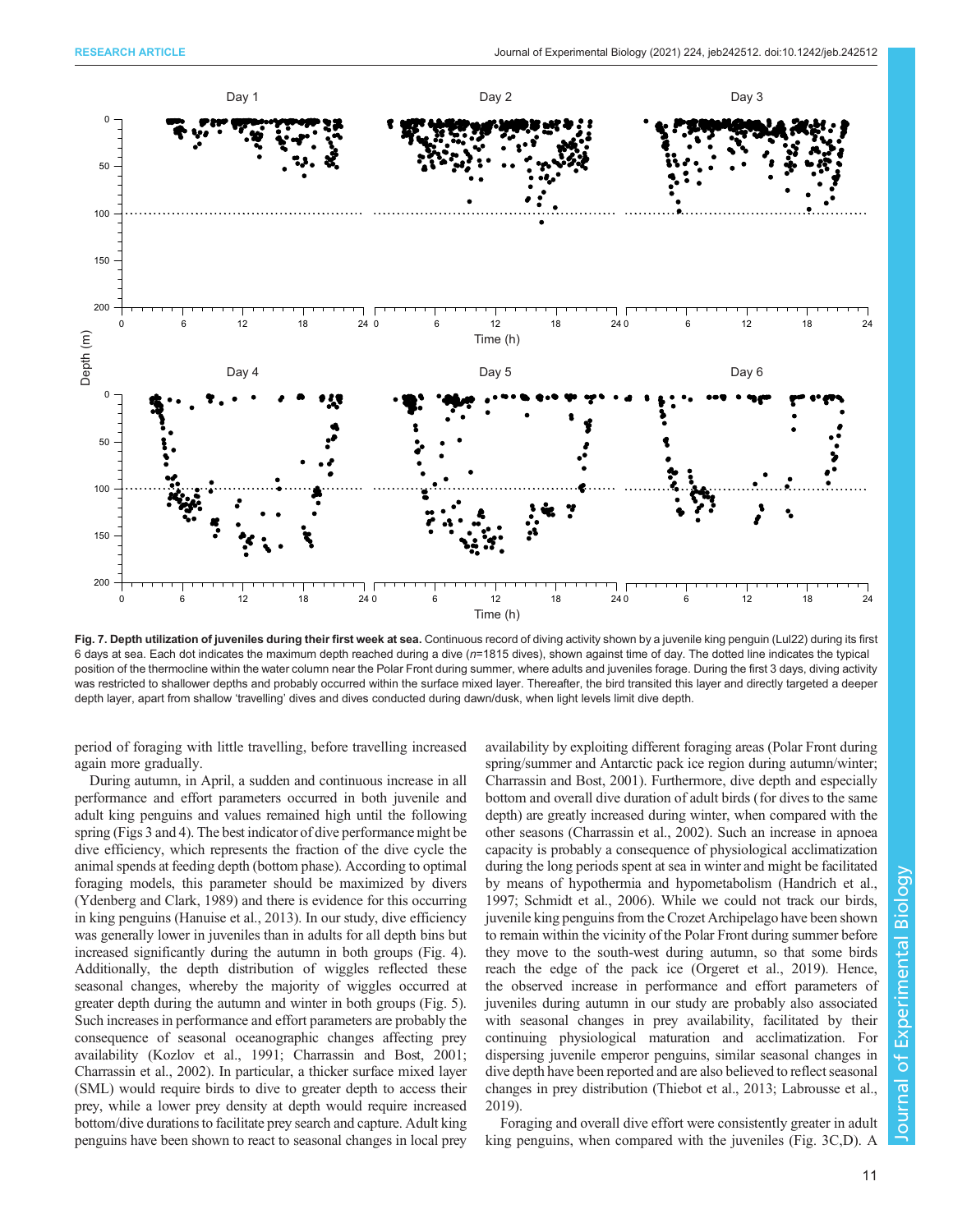**Fig. 7. Depth utilization of juveniles during their first week at sea.** Continuous record of diving activity shown by a juvenile king penguin (Lul22) during its first 6 days at sea. Each dot indicates the maximum depth reached during a dive ($n$=1815 dives), shown against time of day. The dotted line indicates the typical position of the thermocline within the water column near the Polar Front during summer, where adults and juveniles forage. During the first 3 days, diving activity was restricted to shallower depths and probably occurred within the surface mixed layer. Thereafter, the bird transited this layer and directly targeted a deeper depth layer, apart from shallow 'travelling' dives and dives conducted during dawn/dusk, when light levels limit dive depth.

period of foraging with little travelling, before travelling increased again more gradually.

During autumn, in April, a sudden and continuous increase in all performance and effort parameters occurred in both juvenile and adult king penguins and values remained high until the following spring (Figs 3 and 4). The best indicator of dive performance might be dive efficiency, which represents the fraction of the dive cycle the animal spends at feeding depth (bottom phase). According to optimal foraging models, this parameter should be maximized by divers (Ydenberg and Clark, 1989) and there is evidence for this occurring in king penguins (Hanuise et al., 2013). In our study, dive efficiency was generally lower in juveniles than in adults for all depth bins but increased significantly during the autumn in both groups (Fig. 4). Additionally, the depth distribution of wiggles reflected these seasonal changes, whereby the majority of wiggles occurred at greater depth during the autumn and winter in both groups (Fig. 5). Such increases in performance and effort parameters are probably the consequence of seasonal oceanographic changes affecting prey availability (Kozlov et al., 1991; Charrassin and Bost, 2001; Charrassin et al., 2002). In particular, a thicker surface mixed layer (SML) would require birds to dive to greater depth to access their prey, while a lower prey density at depth would require increased bottom/dive durations to facilitate prey search and capture. Adult king penguins have been shown to react to seasonal changes in local prey availability by exploiting different foraging areas (Polar Front during spring/summer and Antarctic pack ice region during autumn/winter; Charrassin and Bost, 2001). Furthermore, dive depth and especially bottom and overall dive duration of adult birds (for dives to the same depth) are greatly increased during winter, when compared with the other seasons (Charrassin et al., 2002). Such an increase in apnoea capacity is probably a consequence of physiological acclimatization during the long periods spent at sea in winter and might be facilitated by means of hypothermia and hypometabolism (Handrich et al., 1997; Schmidt et al., 2006). While we could not track our birds, juvenile king penguins from the Crozet Archipelago have been shown to remain within the vicinity of the Polar Front during summer before they move to the south-west during autumn, so that some birds reach the edge of the pack ice (Orgeret et al., 2019). Hence, the observed increase in performance and effort parameters of juveniles during autumn in our study are probably also associated with seasonal changes in prey availability, facilitated by their continuing physiological maturation and acclimatization. For dispersing juvenile emperor penguins, similar seasonal changes in dive depth have been reported and are also believed to reflect seasonal changes in prey distribution (Thiebot et al., 2013; Labrousse et al., 2019).

Foraging and overall dive effort were consistently greater in adult king penguins, when compared with the juveniles (Fig. 3C,D). A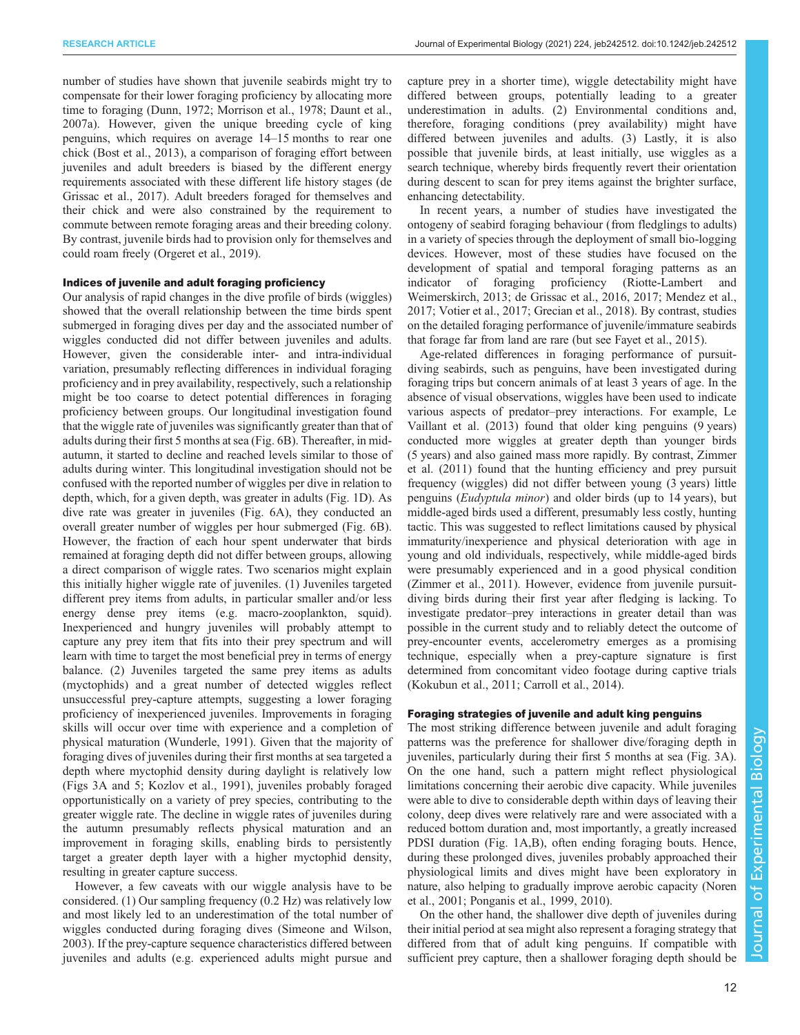number of studies have shown that juvenile seabirds might try to compensate for their lower foraging proficiency by allocating more time to foraging (Dunn, 1972; Morrison et al., 1978; Daunt et al., 2007a). However, given the unique breeding cycle of king penguins, which requires on average 14–15 months to rear one chick (Bost et al., 2013), a comparison of foraging effort between juveniles and adult breeders is biased by the different energy requirements associated with these different life history stages (de Grissac et al., 2017). Adult breeders foraged for themselves and their chick and were also constrained by the requirement to commute between remote foraging areas and their breeding colony. By contrast, juvenile birds had to provision only for themselves and could roam freely (Orgeret et al., 2019).

### Indices of juvenile and adult foraging proficiency

Our analysis of rapid changes in the dive profile of birds (wiggles) showed that the overall relationship between the time birds spent submerged in foraging dives per day and the associated number of wiggles conducted did not differ between juveniles and adults. However, given the considerable inter- and intra-individual variation, presumably reflecting differences in individual foraging proficiency and in prey availability, respectively, such a relationship might be too coarse to detect potential differences in foraging proficiency between groups. Our longitudinal investigation found that the wiggle rate of juveniles was significantly greater than that of adults during their first 5 months at sea (Fig. 6B). Thereafter, in mid-autumn, it started to decline and reached levels similar to those of adults during winter. This longitudinal investigation should not be confused with the reported number of wiggles per dive in relation to depth, which, for a given depth, was greater in adults (Fig. 1D). As dive rate was greater in juveniles (Fig. 6A), they conducted an overall greater number of wiggles per hour submerged (Fig. 6B). However, the fraction of each hour spent underwater that birds remained at foraging depth did not differ between groups, allowing a direct comparison of wiggle rates. Two scenarios might explain this initially higher wiggle rate of juveniles. (1) Juveniles targeted different prey items from adults, in particular smaller and/or less energy dense prey items (e.g. macro-zooplankton, squid). Inexperienced and hungry juveniles will probably attempt to capture any prey item that fits into their prey spectrum and will learn with time to target the most beneficial prey in terms of energy balance. (2) Juveniles targeted the same prey items as adults (myctophids) and a great number of detected wiggles reflect unsuccessful prey-capture attempts, suggesting a lower foraging proficiency of inexperienced juveniles. Improvements in foraging skills will occur over time with experience and a completion of physical maturation (Wunderle, 1991). Given that the majority of foraging dives of juveniles during their first months at sea targeted a depth where myctophid density during daylight is relatively low (Figs 3A and 5; Kozlov et al., 1991), juveniles probably foraged opportunistically on a variety of prey species, contributing to the greater wiggle rate. The decline in wiggle rates of juveniles during the autumn presumably reflects physical maturation and an improvement in foraging skills, enabling birds to persistently target a greater depth layer with a higher myctophid density, resulting in greater capture success.

However, a few caveats with our wiggle analysis have to be considered. (1) Our sampling frequency (0.2 Hz) was relatively low and most likely led to an underestimation of the total number of wiggles conducted during foraging dives (Simeone and Wilson, 2003). If the prey-capture sequence characteristics differed between juveniles and adults (e.g. experienced adults might pursue and capture prey in a shorter time), wiggle detectability might have differed between groups, potentially leading to a greater underestimation in adults. (2) Environmental conditions and, therefore, foraging conditions (prey availability) might have differed between juveniles and adults. (3) Lastly, it is also possible that juvenile birds, at least initially, use wiggles as a search technique, whereby birds frequently revert their orientation during descent to scan for prey items against the brighter surface, enhancing detectability.

In recent years, a number of studies have investigated the ontogeny of seabird foraging behaviour (from fledglings to adults) in a variety of species through the deployment of small bio-logging devices. However, most of these studies have focused on the development of spatial and temporal foraging patterns as an indicator of foraging proficiency (Riotte-Lambert and Weimerskirch, 2013; de Grissac et al., 2016, 2017; Mendez et al., 2017; Votier et al., 2017; Grecian et al., 2018). By contrast, studies on the detailed foraging performance of juvenile/immature seabirds that forage far from land are rare (but see Fayet et al., 2015).

Age-related differences in foraging performance of pursuit-diving seabirds, such as penguins, have been investigated during foraging trips but concern animals of at least 3 years of age. In the absence of visual observations, wiggles have been used to indicate various aspects of predator–prey interactions. For example, Le Vaillant et al. (2013) found that older king penguins (9 years) conducted more wiggles at greater depth than younger birds (5 years) and also gained mass more rapidly. By contrast, Zimmer et al. (2011) found that the hunting efficiency and prey pursuit frequency (wiggles) did not differ between young (3 years) little penguins (*Eudyptula minor*) and older birds (up to 14 years), but middle-aged birds used a different, presumably less costly, hunting tactic. This was suggested to reflect limitations caused by physical immaturity/inexperience and physical deterioration with age in young and old individuals, respectively, while middle-aged birds were presumably experienced and in a good physical condition (Zimmer et al., 2011). However, evidence from juvenile pursuit-diving birds during their first year after fledging is lacking. To investigate predator–prey interactions in greater detail than was possible in the current study and to reliably detect the outcome of prey-encounter events, accelerometry emerges as a promising technique, especially when a prey-capture signature is first determined from concomitant video footage during captive trials (Kokubun et al., 2011; Carroll et al., 2014).

### Foraging strategies of juvenile and adult king penguins

The most striking difference between juvenile and adult foraging patterns was the preference for shallower dive/foraging depth in juveniles, particularly during their first 5 months at sea (Fig. 3A). On the one hand, such a pattern might reflect physiological limitations concerning their aerobic dive capacity. While juveniles were able to dive to considerable depth within days of leaving their colony, deep dives were relatively rare and were associated with a reduced bottom duration and, most importantly, a greatly increased PDSI duration (Fig. 1A,B), often ending foraging bouts. Hence, during these prolonged dives, juveniles probably approached their physiological limits and dives might have been exploratory in nature, also helping to gradually improve aerobic capacity (Noren et al., 2001; Ponganis et al., 1999, 2010).

On the other hand, the shallower dive depth of juveniles during their initial period at sea might also represent a foraging strategy that differed from that of adult king penguins. If compatible with sufficient prey capture, then a shallower foraging depth should be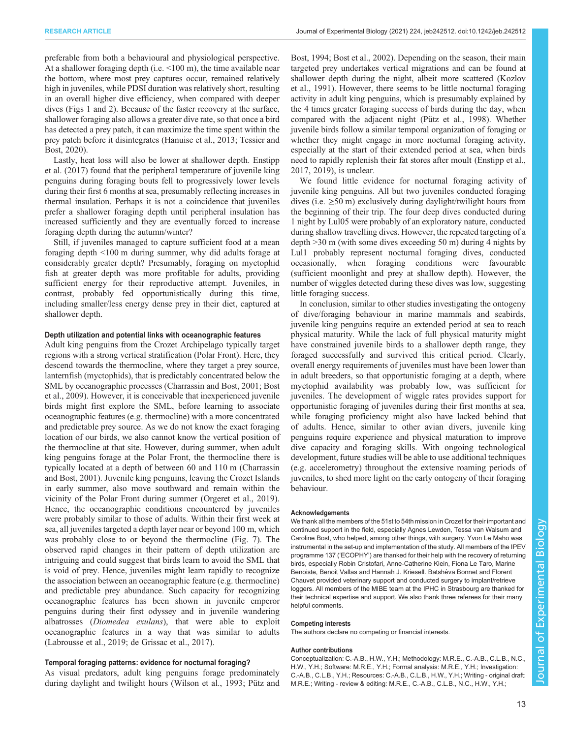preferable from both a behavioural and physiological perspective. At a shallower foraging depth (i.e. <100 m), the time available near the bottom, where most prey captures occur, remained relatively high in juveniles, while PDSI duration was relatively short, resulting in an overall higher dive efficiency, when compared with deeper dives (Figs 1 and 2). Because of the faster recovery at the surface, shallower foraging also allows a greater dive rate, so that once a bird has detected a prey patch, it can maximize the time spent within the prey patch before it disintegrates (Hanuise et al., 2013; Tessier and Bost, 2020).

Lastly, heat loss will also be lower at shallower depth. Enstipp et al. (2017) found that the peripheral temperature of juvenile king penguins during foraging bouts fell to progressively lower levels during their first 6 months at sea, presumably reflecting increases in thermal insulation. Perhaps it is not a coincidence that juveniles prefer a shallower foraging depth until peripheral insulation has increased sufficiently and they are eventually forced to increase foraging depth during the autumn/winter?

Still, if juveniles managed to capture sufficient food at a mean foraging depth <100 m during summer, why did adults forage at considerably greater depth? Presumably, foraging on myctophid fish at greater depth was more profitable for adults, providing sufficient energy for their reproductive attempt. Juveniles, in contrast, probably fed opportunistically during this time, including smaller/less energy dense prey in their diet, captured at shallower depth.

### Depth utilization and potential links with oceanographic features

Adult king penguins from the Crozet Archipelago typically target regions with a strong vertical stratification (Polar Front). Here, they descend towards the thermocline, where they target a prey source, lanternfish (myctophids), that is predictably concentrated below the SML by oceanographic processes (Charrassin and Bost, 2001; Bost et al., 2009). However, it is conceivable that inexperienced juvenile birds might first explore the SML, before learning to associate oceanographic features (e.g. thermocline) with a more concentrated and predictable prey source. As we do not know the exact foraging location of our birds, we also cannot know the vertical position of the thermocline at that site. However, during summer, when adult king penguins forage at the Polar Front, the thermocline there is typically located at a depth of between 60 and 110 m (Charrassin and Bost, 2001). Juvenile king penguins, leaving the Crozet Islands in early summer, also move southward and remain within the vicinity of the Polar Front during summer (Orgeret et al., 2019). Hence, the oceanographic conditions encountered by juveniles were probably similar to those of adults. Within their first week at sea, all juveniles targeted a depth layer near or beyond 100 m, which was probably close to or beyond the thermocline (Fig. 7). The observed rapid changes in their pattern of depth utilization are intriguing and could suggest that birds learn to avoid the SML that is void of prey. Hence, juveniles might learn rapidly to recognize the association between an oceanographic feature (e.g. thermocline) and predictable prey abundance. Such capacity for recognizing oceanographic features has been shown in juvenile emperor penguins during their first odyssey and in juvenile wandering albatrosses (*Diomedea exulans*), that were able to exploit oceanographic features in a way that was similar to adults (Labrousse et al., 2019; de Grissac et al., 2017).

### Temporal foraging patterns: evidence for nocturnal foraging?

As visual predators, adult king penguins forage predominately during daylight and twilight hours (Wilson et al., 1993; Pütz and Bost, 1994; Bost et al., 2002). Depending on the season, their main targeted prey undertakes vertical migrations and can be found at shallower depth during the night, albeit more scattered (Kozlov et al., 1991). However, there seems to be little nocturnal foraging activity in adult king penguins, which is presumably explained by the 4 times greater foraging success of birds during the day, when compared with the adjacent night (Pütz et al., 1998). Whether juvenile birds follow a similar temporal organization of foraging or whether they might engage in more nocturnal foraging activity, especially at the start of their extended period at sea, when birds need to rapidly replenish their fat stores after moult (Enstipp et al., 2017, 2019), is unclear.

We found little evidence for nocturnal foraging activity of juvenile king penguins. All but two juveniles conducted foraging dives (i.e. ≥50 m) exclusively during daylight/twilight hours from the beginning of their trip. The four deep dives conducted during 1 night by Lul05 were probably of an exploratory nature, conducted during shallow travelling dives. However, the repeated targeting of a depth >30 m (with some dives exceeding 50 m) during 4 nights by Lul1 probably represent nocturnal foraging dives, conducted occasionally, when foraging conditions were favourable (sufficient moonlight and prey at shallow depth). However, the number of wiggles detected during these dives was low, suggesting little foraging success.

In conclusion, similar to other studies investigating the ontogeny of dive/foraging behaviour in marine mammals and seabirds, juvenile king penguins require an extended period at sea to reach physical maturity. While the lack of full physical maturity might have constrained juvenile birds to a shallower depth range, they foraged successfully and survived this critical period. Clearly, overall energy requirements of juveniles must have been lower than in adult breeders, so that opportunistic foraging at a depth, where myctophid availability was probably low, was sufficient for juveniles. The development of wiggle rates provides support for opportunistic foraging of juveniles during their first months at sea, while foraging proficiency might also have lacked behind that of adults. Hence, similar to other avian divers, juvenile king penguins require experience and physical maturation to improve dive capacity and foraging skills. With ongoing technological development, future studies will be able to use additional techniques (e.g. accelerometry) throughout the extensive roaming periods of juveniles, to shed more light on the early ontogeny of their foraging behaviour.

#### Acknowledgements

We thank all the members of the 51st to 54th mission in Crozet for their important and continued support in the field, especially Agnes Lewden, Tessa van Walsum and Caroline Bost, who helped, among other things, with surgery. Yvon Le Maho was instrumental in the set-up and implementation of the study. All members of the IPEV programme 137 ('ECOPHY') are thanked for their help with the recovery of returning birds, especially Robin Cristofari, Anne-Catherine Klein, Fiona Le Taro, Marine Benoiste, Benoit Vallas and Hannah J. Kriesell. Batshéva Bonnet and Florent Chauvet provided veterinary support and conducted surgery to implant/retrieve loggers. All members of the MIBE team at the IPHC in Strasbourg are thanked for their technical expertise and support. We also thank three referees for their many helpful comments.

#### Competing interests

The authors declare no competing or financial interests.

#### Author contributions

Conceptualization: C.-A.B., H.W., Y.H.; Methodology: M.R.E., C.-A.B., C.L.B., N.C., H.W., Y.H.; Software: M.R.E., Y.H.; Formal analysis: M.R.E., Y.H.; Investigation: C.-A.B., C.L.B., Y.H.; Resources: C.-A.B., C.L.B., H.W., Y.H.; Writing - original draft: M.R.E.; Writing - review & editing: M.R.E., C.-A.B., C.L.B., N.C., H.W., Y.H.;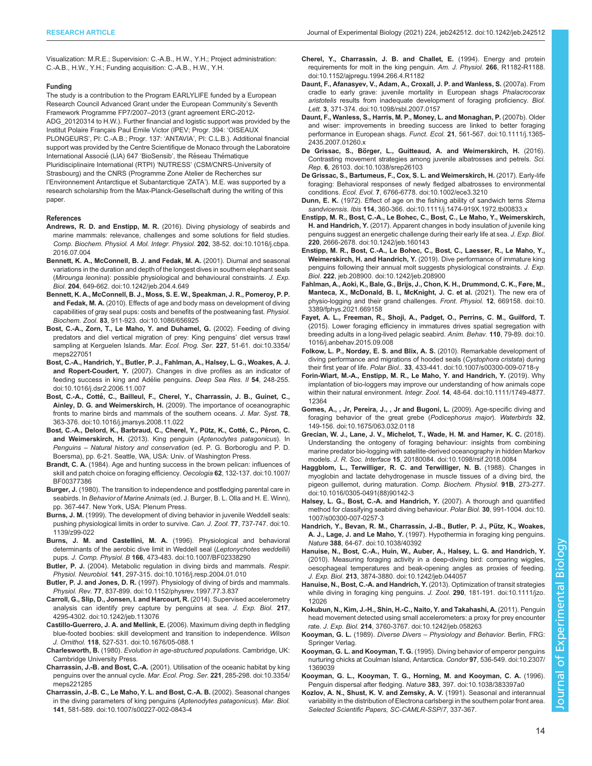Visualization: M.R.E.; Supervision: C.-A.B., H.W., Y.H.; Project administration: C.-A.B., H.W., Y.H.; Funding acquisition: C.-A.B., H.W., Y.H.

#### Funding

The study is a contribution to the Program EARLYLIFE funded by a European Research Council Advanced Grant under the European Community's Seventh Framework Programme FP7/2007–2013 (grant agreement ERC-2012-ADG_20120314 to H.W.). Further financial and logistic support was provided by the Institut Polaire Français Paul Emile Victor (IPEV; Progr. 394: 'OISEAUX PLONGEURS', PI: C.-A.B.; Progr. 137: 'ANTAVIA', PI: C.L.B.). Additional financial support was provided by the Centre Scientifique de Monaco through the Laboratoire International Associé (LIA) 647 'BioSensib', the Réseau Thématique Pluridisciplinaire International (RTPI) 'NUTRESS' (CSM/CNRS-University of Strasbourg) and the CNRS (Programme Zone Atelier de Recherches sur l'Environnement Antarctique et Subantarctique 'ZATA'). M.E. was supported by a research scholarship from the Max-Planck-Gesellschaft during the writing of this paper.

#### References

**Andrews, R. D. and Enstipp, M. R.** (2016). Diving physiology of seabirds and marine mammals: relevance, challenges and some solutions for field studies. *Comp. Biochem. Physiol. A Mol. Integr. Physiol.* **202**, 38-52. doi:10.1016/j.cbpa.2016.07.004

**Bennett, K. A., McConnell, B. J. and Fedak, M. A.** (2001). Diurnal and seasonal variations in the duration and depth of the longest dives in southern elephant seals (*Mirounga leonina*): possible physiological and behavioural constraints. *J. Exp. Biol.* **204**, 649-662. doi:10.1242/jeb.204.4.649

**Bennett, K. A., McConnell, B. J., Moss, S. E. W., Speakman, J. R., Pomeroy, P. P. and Fedak, M. A.** (2010). Effects of age and body mass on development of diving capabilities of gray seal pups: costs and benefits of the postweaning fast. *Physiol. Biochem. Zool.* **83**, 911-923. doi:10.1086/656925

**Bost, C.-A., Zorn, T., Le Maho, Y. and Duhamel, G.** (2002). Feeding of diving predators and diel vertical migration of prey: King penguins' diet versus trawl sampling at Kerguelen Islands. *Mar. Ecol. Prog. Ser.* **227**, 51-61. doi:10.3354/meps227051

**Bost, C.-A., Handrich, Y., Butler, P. J., Fahlman, A., Halsey, L. G., Woakes, A. J. and Ropert-Coudert, Y.** (2007). Changes in dive profiles as an indicator of feeding success in king and Adélie penguins. *Deep Sea Res. II* **54**, 248-255. doi:10.1016/j.dsr2.2006.11.007

**Bost, C.-A., Cotté, C., Bailleul, F., Cherel, Y., Charrassin, J. B., Guinet, C., Ainley, D. G. and Weimerskirch, H.** (2009). The importance of oceanographic fronts to marine birds and mammals of the southern oceans. *J. Mar. Syst.* **78**, 363-376. doi:10.1016/j.jmarsys.2008.11.022

**Bost, C.-A., Delord, K., Barbraud, C., Cherel, Y., Pütz, K., Cotté, C., Péron, C. and Weimerskirch, H.** (2013). King penguin (*Aptenodytes patagonicus*). In *Penguins – Natural history and conservation* (ed. P. G. Borboroglu and P. D. Boersma), pp. 6-21. Seattle, WA, USA: Univ. of Washington Press.

**Brandt, C. A.** (1984). Age and hunting success in the brown pelican: influences of skill and patch choice on foraging efficiency. *Oecologia* **62**, 132-137. doi:10.1007/BF00377386

**Burger, J.** (1980). The transition to independence and postfledging parental care in seabirds. In *Behavior of Marine Animals* (ed. J. Burger, B. L. Olla and H. E. Winn), pp. 367-447. New York, USA: Plenum Press.

**Burns, J. M.** (1999). The development of diving behavior in juvenile Weddell seals: pushing physiological limits in order to survive. *Can. J. Zool.* **77**, 737-747. doi:10.1139/z99-022

**Burns, J. M. and Castellini, M. A.** (1996). Physiological and behavioral determinants of the aerobic dive limit in Weddell seal (*Leptonychotes weddellii*) pups. *J. Comp. Physiol. B* **166**, 473-483. doi:10.1007/BF02338290

**Butler, P. J.** (2004). Metabolic regulation in diving birds and mammals. *Respir. Physiol. Neurobiol.* **141**, 297-315. doi:10.1016/j.resp.2004.01.010

**Butler, P. J. and Jones, D. R.** (1997). Physiology of diving of birds and mammals. *Physiol. Rev.* **77**, 837-899. doi:10.1152/physrev.1997.77.3.837

**Carroll, G., Slip, D., Jonsen, I. and Harcourt, R.** (2014). Supervised accelerometry analysis can identify prey capture by penguins at sea. *J. Exp. Biol.* **217**, 4295-4302. doi:10.1242/jeb.113076

**Castillo-Guerrero, J. A. and Mellink, E.** (2006). Maximum diving depth in fledgling blue-footed boobies: skill development and transition to independence. *Wilson J. Ornithol.* **118**, 527-531. doi:10.1676/05-088.1

**Charlesworth, B.** (1980). *Evolution in age-structured populations*. Cambridge, UK: Cambridge University Press.

**Charrassin, J.-B. and Bost, C.-A.** (2001). Utilisation of the oceanic habitat by king penguins over the annual cycle. *Mar. Ecol. Prog. Ser.* **221**, 285-298. doi:10.3354/meps221285

**Charrassin, J.-B. C., Le Maho, Y. L. and Bost, C.-A. B.** (2002). Seasonal changes in the diving parameters of king penguins (*Aptenodytes patagonicus*). *Mar. Biol.* **141**, 581-589. doi:10.1007/s00227-002-0843-4

**Cherel, Y., Charrassin, J. B. and Challet, E.** (1994). Energy and protein requirements for molt in the king penguin. *Am. J. Physiol.* **266**, R1182-R1188. doi:10.1152/ajpregu.1994.266.4.R1182

**Daunt, F., Afanasyev, V., Adam, A., Croxall, J. P. and Wanless, S.** (2007a). From cradle to early grave: juvenile mortality in European shags *Phalacrocorax aristotelis* results from inadequate development of foraging proficiency. *Biol. Lett.* **3**, 371-374. doi:10.1098/rsbl.2007.0157

**Daunt, F., Wanless, S., Harris, M. P., Money, L. and Monaghan, P.** (2007b). Older and wiser: improvements in breeding success are linked to better foraging performance in European shags. *Funct. Ecol.* **21**, 561-567. doi:10.1111/j.1365-2435.2007.01260.x

**De Grissac, S., Börger, L., Guitteaud, A. and Weimerskirch, H.** (2016). Contrasting movement strategies among juvenile albatrosses and petrels. *Sci. Rep.* **6**, 26103. doi:10.1038/srep26103

**De Grissac, S., Bartumeus, F., Cox, S. L. and Weimerskirch, H.** (2017). Early-life foraging: Behavioral responses of newly fledged albatrosses to environmental conditions. *Ecol. Evol.* **7**, 6766-6778. doi:10.1002/ece3.3210

**Dunn, E. K.** (1972). Effect of age on the fishing ability of sandwich terns *Sterna sandvicensis*. *Ibis* **114**, 360-366. doi:10.1111/j.1474-919X.1972.tb00833.x

**Enstipp, M. R., Bost, C.-A., Le Bohec, C., Bost, C., Le Maho, Y., Weimerskirch, H. and Handrich, Y.** (2017). Apparent changes in body insulation of juvenile king penguins suggest an energetic challenge during their early life at sea. *J. Exp. Biol.* **220**, 2666-2678. doi:10.1242/jeb.160143

**Enstipp, M. R., Bost, C.-A., Le Bohec, C., Bost, C., Laesser, R., Le Maho, Y., Weimerskirch, H. and Handrich, Y.** (2019). Dive performance of immature king penguins following their annual molt suggests physiological constraints. *J. Exp. Biol.* **222**, jeb.208900. doi:10.1242/jeb.208900

**Fahlman, A., Aoki, K., Bale, G., Brijs, J., Chon, K. H., Drummond, C. K., Føre, M., Manteca, X., McDonald, B. I., McKnight, J. C. et al.** (2021). The new era of physio-logging and their grand challenges. *Front. Physiol.* **12**, 669158. doi:10.3389/fphys.2021.669158

**Fayet, A. L., Freeman, R., Shoji, A., Padget, O., Perrins, C. M., Guilford, T.** (2015). Lower foraging efficiency in immatures drives spatial segregation with breeding adults in a long-lived pelagic seabird. *Anim. Behav.* **110**, 79-89. doi:10.1016/j.anbehav.2015.09.008

**Folkow, L. P., Nordøy, E. S. and Blix, A. S.** (2010). Remarkable development of diving performance and migrations of hooded seals (*Cystophora cristata*) during their first year of life. *Polar Biol.*. **33**, 433-441. doi:10.1007/s00300-009-0718-y

**Forin-Wiart, M.-A., Enstipp, M. R., Le Maho, Y. and Handrich, Y.** (2019). Why implantation of bio-loggers may improve our understanding of how animals cope within their natural environment. *Integr. Zool.* **14**, 48-64. doi:10.1111/1749-4877.12364

**Gomes, A., , Jr, Pereira, J., , Jr and Bugoni, L.** (2009). Age-specific diving and foraging behavior of the great grebe (*Podicephorus major*). *Waterbirds* **32**, 149-156. doi:10.1675/063.032.0118

**Grecian, W. J., Lane, J. V., Michelot, T., Wade, H. M. and Hamer, K. C.** (2018). Understanding the ontogeny of foraging behaviour: insights from combining marine predator bio-logging with satellite-derived oceanography in hidden Markov models. *J. R. Soc. Interface* **15**, 20180084. doi:10.1098/rsif.2018.0084

**Haggblom, L., Terwilliger, R. C. and Terwilliger, N. B.** (1988). Changes in myoglobin and lactate dehydrogenase in muscle tissues of a diving bird, the pigeon guillemot, during maturation. *Comp. Biochem. Physiol.* **91B**, 273-277. doi:10.1016/0305-0491(88)90142-3

**Halsey, L. G., Bost, C.-A. and Handrich, Y.** (2007). A thorough and quantified method for classifying seabird diving behaviour. *Polar Biol.* **30**, 991-1004. doi:10.1007/s00300-007-0257-3

**Handrich, Y., Bevan, R. M., Charrassin, J.-B., Butler, P. J., Pütz, K., Woakes, A. J., Lage, J. and Le Maho, Y.** (1997). Hypothermia in foraging king penguins. *Nature* **388**, 64-67. doi:10.1038/40392

**Hanuise, N., Bost, C.-A., Huin, W., Auber, A., Halsey, L. G. and Handrich, Y.** (2010). Measuring foraging activity in a deep-diving bird: comparing wiggles, oesophageal temperatures and beak-opening angles as proxies of feeding. *J. Exp. Biol.* **213**, 3874-3880. doi:10.1242/jeb.044057

**Hanuise, N., Bost, C.-A. and Handrich, Y.** (2013). Optimization of transit strategies while diving in foraging king penguins. *J. Zool.* **290**, 181-191. doi:10.1111/jzo.12026

**Kokubun, N., Kim, J.-H., Shin, H.-C., Naito, Y. and Takahashi, A.** (2011). Penguin head movement detected using small accelerometers: a proxy for prey encounter rate. *J. Exp. Biol.* **214**, 3760-3767. doi:10.1242/jeb.058263

**Kooyman, G. L.** (1989). *Diverse Divers – Physiology and Behavior*. Berlin, FRG: Springer Verlag.

**Kooyman, G. L. and Kooyman, T. G.** (1995). Diving behavior of emperor penguins nurturing chicks at Coulman Island, Antarctica. *Condor* **97**, 536-549. doi:10.2307/1369039

**Kooyman, G. L., Kooyman, T. G., Horning, M. and Kooyman, C. A.** (1996). Penguin dispersal after fledging. *Nature* **383**, 397. doi:10.1038/383397a0

**Kozlov, A. N., Shust, K. V. and Zemsky, A. V.** (1991). Seasonal and interannual variability in the distribution of Electrona carlsbergi in the southern polar front area. *Selected Scientific Papers, SC-CAMLR-SSP/7*, 337-367.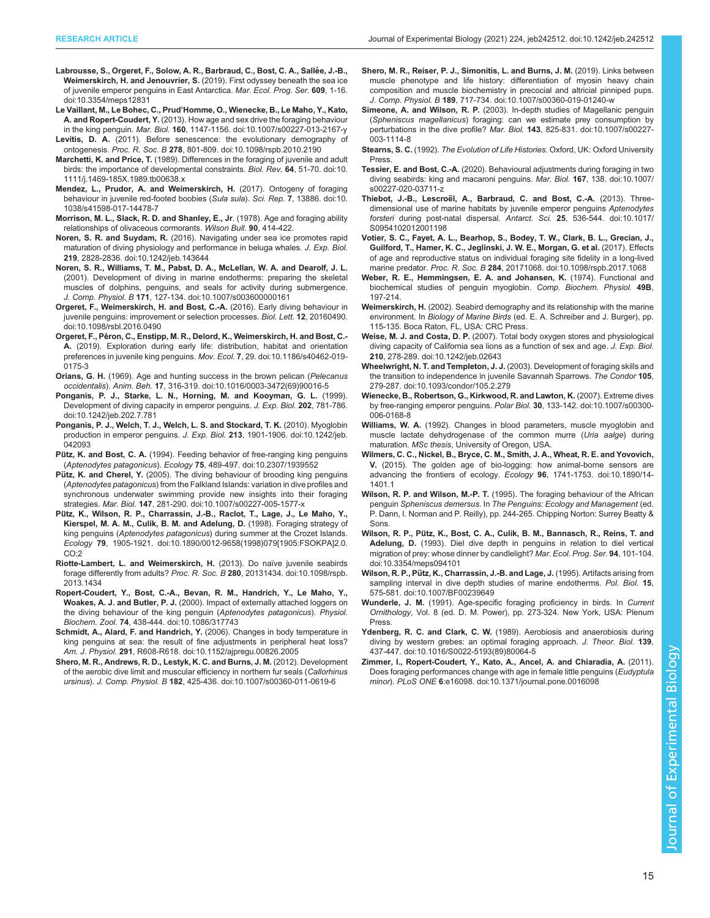**Labrousse, S., Orgeret, F., Solow, A. R., Barbraud, C., Bost, C. A., Sallée, J.-B., Weimerskirch, H. and Jenouvrier, S.** (2019). First odyssey beneath the sea ice of juvenile emperor penguins in East Antarctica. *Mar. Ecol. Prog. Ser.* **609**, 1-16. doi:10.3354/meps12831

**Le Vaillant, M., Le Bohec, C., Prud'Homme, O., Wienecke, B., Le Maho, Y., Kato, A. and Ropert-Coudert, Y.** (2013). How age and sex drive the foraging behaviour in the king penguin. *Mar. Biol.* **160**, 1147-1156. doi:10.1007/s00227-013-2167-y

**Levitis, D. A.** (2011). Before senescence: the evolutionary demography of ontogenesis. *Proc. R. Soc. B* **278**, 801-809. doi:10.1098/rspb.2010.2190

**Marchetti, K. and Price, T.** (1989). Differences in the foraging of juvenile and adult birds: the importance of developmental constraints. *Biol. Rev.* **64**, 51-70. doi:10.1111/j.1469-185X.1989.tb00638.x

**Mendez, L., Prudor, A. and Weimerskirch, H.** (2017). Ontogeny of foraging behaviour in juvenile red-footed boobies (*Sula sula*). *Sci. Rep.* **7**, 13886. doi:10.1038/s41598-017-14478-7

**Morrison, M. L., Slack, R. D. and Shanley, E., Jr.** (1978). Age and foraging ability relationships of olivaceous cormorants. *Wilson Bull.* **90**, 414-422.

**Noren, S. R. and Suydam, R.** (2016). Navigating under sea ice promotes rapid maturation of diving physiology and performance in beluga whales. *J. Exp. Biol.* **219**, 2828-2836. doi:10.1242/jeb.143644

**Noren, S. R., Williams, T. M., Pabst, D. A., McLellan, W. A. and Dearolf, J. L.** (2001). Development of diving in marine endotherms: preparing the skeletal muscles of dolphins, penguins, and seals for activity during submergence. *J. Comp. Physiol. B* **171**, 127-134. doi:10.1007/s003600000161

**Orgeret, F., Weimerskirch, H. and Bost, C.-A.** (2016). Early diving behaviour in juvenile penguins: improvement or selection processes. *Biol. Lett.* **12**, 20160490. doi:10.1098/rsbl.2016.0490

**Orgeret, F., Péron, C., Enstipp, M. R., Delord, K., Weimerskirch, H. and Bost, C.-A.** (2019). Exploration during early life: distribution, habitat and orientation preferences in juvenile king penguins. *Mov. Ecol.* **7**, 29. doi:10.1186/s40462-019-0175-3

**Orians, G. H.** (1969). Age and hunting success in the brown pelican (*Pelecanus occidentalis*). *Anim. Beh.* **17**, 316-319. doi:10.1016/0003-3472(69)90016-5

**Ponganis, P. J., Starke, L. N., Horning, M. and Kooyman, G. L.** (1999). Development of diving capacity in emperor penguins. *J. Exp. Biol.* **202**, 781-786. doi:10.1242/jeb.202.7.781

**Ponganis, P. J., Welch, T. J., Welch, L. S. and Stockard, T. K.** (2010). Myoglobin production in emperor penguins. *J. Exp. Biol.* **213**, 1901-1906. doi:10.1242/jeb.042093

**Pütz, K. and Bost, C. A.** (1994). Feeding behavior of free-ranging king penguins (*Aptenodytes patagonicus*). *Ecology* **75**, 489-497. doi:10.2307/1939552

**Pütz, K. and Cherel, Y.** (2005). The diving behaviour of brooding king penguins (*Aptenodytes patagonicus*) from the Falkland Islands: variation in dive profiles and synchronous underwater swimming provide new insights into their foraging strategies. *Mar. Biol.* **147**, 281-290. doi:10.1007/s00227-005-1577-x

**Pütz, K., Wilson, R. P., Charrassin, J.-B., Raclot, T., Lage, J., Le Maho, Y., Kierspel, M. A. M., Culik, B. M. and Adelung, D.** (1998). Foraging strategy of king penguins (*Aptenodytes patagonicus*) during summer at the Crozet Islands. *Ecology* **79**, 1905-1921. doi:10.1890/0012-9658(1998)079[1905:FSOKPA]2.0.CO;2

**Riotte-Lambert, L. and Weimerskirch, H.** (2013). Do naïve juvenile seabirds forage differently from adults? *Proc. R. Soc. B* **280**, 20131434. doi:10.1098/rspb.2013.1434

**Ropert-Coudert, Y., Bost, C.-A., Bevan, R. M., Handrich, Y., Le Maho, Y., Woakes, A. J. and Butler, P. J.** (2000). Impact of externally attached loggers on the diving behaviour of the king penguin (*Aptenodytes patagonicus*). *Physiol. Biochem. Zool.* **74**, 438-444. doi:10.1086/317743

**Schmidt, A., Alard, F. and Handrich, Y.** (2006). Changes in body temperature in king penguins at sea: the result of fine adjustments in peripheral heat loss? *Am. J. Physiol.* **291**, R608-R618. doi:10.1152/ajpregu.00826.2005

**Shero, M. R., Andrews, R. D., Lestyk, K. C. and Burns, J. M.** (2012). Development of the aerobic dive limit and muscular efficiency in northern fur seals (*Callorhinus ursinus*). *J. Comp. Physiol. B* **182**, 425-436. doi:10.1007/s00360-011-0619-6

**Shero, M. R., Reiser, P. J., Simonitis, L. and Burns, J. M.** (2019). Links between muscle phenotype and life history: differentiation of myosin heavy chain composition and muscle biochemistry in precocial and altricial pinniped pups. *J. Comp. Physiol. B* **189**, 717-734. doi:10.1007/s00360-019-01240-w

**Simeone, A. and Wilson, R. P.** (2003). In-depth studies of Magellanic penguin (*Spheniscus magellanicus*) foraging: can we estimate prey consumption by perturbations in the dive profile? *Mar. Biol.* **143**, 825-831. doi:10.1007/s00227-003-1114-8

**Stearns, S. C.** (1992). *The Evolution of Life Histories*. Oxford, UK: Oxford University Press.

**Tessier, E. and Bost, C.-A.** (2020). Behavioural adjustments during foraging in two diving seabirds: king and macaroni penguins. *Mar. Biol.* **167**, 138. doi:10.1007/s00227-020-03711-z

**Thiebot, J.-B., Lescroël, A., Barbraud, C. and Bost, C.-A.** (2013). Three-dimensional use of marine habitats by juvenile emperor penguins *Aptenodytes forsteri* during post-natal dispersal. *Antarct. Sci.* **25**, 536-544. doi:10.1017/S0954102012001198

**Votier, S. C., Fayet, A. L., Bearhop, S., Bodey, T. W., Clark, B. L., Grecian, J., Guilford, T., Hamer, K. C., Jeglinski, J. W. E., Morgan, G. et al.** (2017). Effects of age and reproductive status on individual foraging site fidelity in a long-lived marine predator. *Proc. R. Soc. B* **284**, 20171068. doi:10.1098/rspb.2017.1068

**Weber, R. E., Hemmingsen, E. A. and Johansen, K.** (1974). Functional and biochemical studies of penguin myoglobin. *Comp. Biochem. Physiol.* **49B**, 197-214.

**Weimerskirch, H.** (2002). Seabird demography and its relationship with the marine environment. In *Biology of Marine Birds* (ed. E. A. Schreiber and J. Burger), pp. 115-135. Boca Raton, FL, USA: CRC Press.

**Weise, M. J. and Costa, D. P.** (2007). Total body oxygen stores and physiological diving capacity of California sea lions as a function of sex and age. *J. Exp. Biol.* **210**, 278-289. doi:10.1242/jeb.02643

**Wheelwright, N. T. and Templeton, J. J.** (2003). Development of foraging skills and the transition to independence in juvenile Savannah Sparrows. *The Condor* **105**, 279-287. doi:10.1093/condor/105.2.279

**Wienecke, B., Robertson, G., Kirkwood, R. and Lawton, K.** (2007). Extreme dives by free-ranging emperor penguins. *Polar Biol.* **30**, 133-142. doi:10.1007/s00300-006-0168-8

**Williams, W. A.** (1992). Changes in blood parameters, muscle myoglobin and muscle lactate dehydrogenase of the common murre (*Uria aalge*) during maturation. *MSc thesis*, University of Oregon, USA.

**Wilmers, C. C., Nickel, B., Bryce, C. M., Smith, J. A., Wheat, R. E. and Yovovich, V.** (2015). The golden age of bio-logging: how animal-borne sensors are advancing the frontiers of ecology. *Ecology* **96**, 1741-1753. doi:10.1890/14-1401.1

**Wilson, R. P. and Wilson, M.-P. T.** (1995). The foraging behaviour of the African penguin *Spheniscus demersus*. In *The Penguins: Ecology and Management* (ed. P. Dann, I. Norman and P. Reilly), pp. 244-265. Chipping Norton: Surrey Beatty & Sons.

**Wilson, R. P., Pütz, K., Bost, C. A., Culik, B. M., Bannasch, R., Reins, T. and Adelung, D.** (1993). Diel dive depth in penguins in relation to diel vertical migration of prey: whose dinner by candlelight? *Mar. Ecol. Prog. Ser.* **94**, 101-104. doi:10.3354/meps094101

**Wilson, R. P., Pütz, K., Charrassin, J.-B. and Lage, J.** (1995). Artifacts arising from sampling interval in dive depth studies of marine endotherms. *Pol. Biol.* **15**, 575-581. doi:10.1007/BF00239649

**Wunderle, J. M.** (1991). Age-specific foraging proficiency in birds. In *Current Ornithology*, Vol. 8 (ed. D. M. Power), pp. 273-324. New York, USA: Plenum Press.

**Ydenberg, R. C. and Clark, C. W.** (1989). Aerobiosis and anaerobiosis during diving by western grebes: an optimal foraging approach. *J. Theor. Biol.* **139**, 437-447. doi:10.1016/S0022-5193(89)80064-5

**Zimmer, I., Ropert-Coudert, Y., Kato, A., Ancel, A. and Chiaradia, A.** (2011). Does foraging performances change with age in female little penguins (*Eudyptula minor*). *PLoS ONE* **6**:e16098. doi:10.1371/journal.pone.0016098